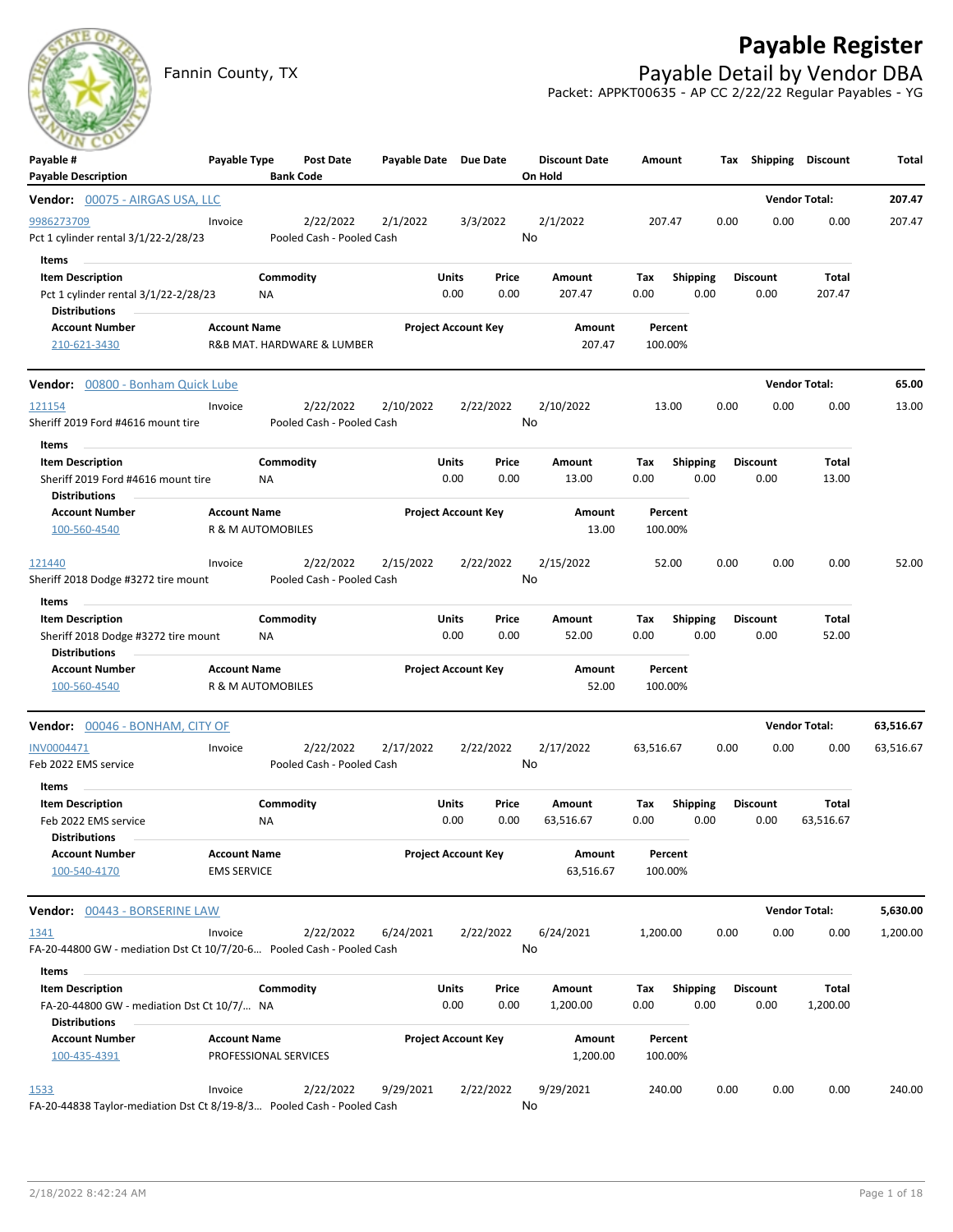# Payable Register

Fannin County, TX

## Payable Detail by Vendor DBA

Packet: APPKT00635 - AP CC 2/22/22 Regular Payables - YG

| Payable # / Payable Description | Payable Type | Post Date / Bank Code | Payable Date | Due Date | Discount Date / On Hold | Amount | Tax | Shipping | Discount | Total |
|---|---|---|---|---|---|---|---|---|---|---|

### Vendor: 00075 - AIRGAS USA, LLC — Vendor Total: 207.47

| Payable # | Payable Type | Post Date | Payable Date | Due Date | Discount Date | Amount | Tax | Shipping | Discount | Total |
|---|---|---|---|---|---|---|---|---|---|---|
| 9986273709 | Invoice | 2/22/2022 | 2/1/2022 | 3/3/2022 | 2/1/2022 | 207.47 | 0.00 | 0.00 | 0.00 | 207.47 |

Pct 1 cylinder rental 3/1/22-2/28/23 — Pooled Cash - Pooled Cash — On Hold: No

**Items**

| Item Description | Commodity | Units | Price | Amount | Tax | Shipping | Discount | Total |
|---|---|---|---|---|---|---|---|---|
| Pct 1 cylinder rental 3/1/22-2/28/23 | NA | 0.00 | 0.00 | 207.47 | 0.00 | 0.00 | 0.00 | 207.47 |

**Distributions**

| Account Number | Account Name | Project Account Key | Amount | Percent |
|---|---|---|---|---|
| 210-621-3430 | R&B MAT. HARDWARE & LUMBER | | 207.47 | 100.00% |

### Vendor: 00800 - Bonham Quick Lube — Vendor Total: 65.00

| Payable # | Payable Type | Post Date | Payable Date | Due Date | Discount Date | Amount | Tax | Shipping | Discount | Total |
|---|---|---|---|---|---|---|---|---|---|---|
| 121154 | Invoice | 2/22/2022 | 2/10/2022 | 2/22/2022 | 2/10/2022 | 13.00 | 0.00 | 0.00 | 0.00 | 13.00 |

Sheriff 2019 Ford #4616 mount tire — Pooled Cash - Pooled Cash — On Hold: No

**Items**

| Item Description | Commodity | Units | Price | Amount | Tax | Shipping | Discount | Total |
|---|---|---|---|---|---|---|---|---|
| Sheriff 2019 Ford #4616 mount tire | NA | 0.00 | 0.00 | 13.00 | 0.00 | 0.00 | 0.00 | 13.00 |

**Distributions**

| Account Number | Account Name | Project Account Key | Amount | Percent |
|---|---|---|---|---|
| 100-560-4540 | R & M AUTOMOBILES | | 13.00 | 100.00% |

| Payable # | Payable Type | Post Date | Payable Date | Due Date | Discount Date | Amount | Tax | Shipping | Discount | Total |
|---|---|---|---|---|---|---|---|---|---|---|
| 121440 | Invoice | 2/22/2022 | 2/15/2022 | 2/22/2022 | 2/15/2022 | 52.00 | 0.00 | 0.00 | 0.00 | 52.00 |

Sheriff 2018 Dodge #3272 tire mount — Pooled Cash - Pooled Cash — On Hold: No

**Items**

| Item Description | Commodity | Units | Price | Amount | Tax | Shipping | Discount | Total |
|---|---|---|---|---|---|---|---|---|
| Sheriff 2018 Dodge #3272 tire mount | NA | 0.00 | 0.00 | 52.00 | 0.00 | 0.00 | 0.00 | 52.00 |

**Distributions**

| Account Number | Account Name | Project Account Key | Amount | Percent |
|---|---|---|---|---|
| 100-560-4540 | R & M AUTOMOBILES | | 52.00 | 100.00% |

### Vendor: 00046 - BONHAM, CITY OF — Vendor Total: 63,516.67

| Payable # | Payable Type | Post Date | Payable Date | Due Date | Discount Date | Amount | Tax | Shipping | Discount | Total |
|---|---|---|---|---|---|---|---|---|---|---|
| INV0004471 | Invoice | 2/22/2022 | 2/17/2022 | 2/22/2022 | 2/17/2022 | 63,516.67 | 0.00 | 0.00 | 0.00 | 63,516.67 |

Feb 2022 EMS service — Pooled Cash - Pooled Cash — On Hold: No

**Items**

| Item Description | Commodity | Units | Price | Amount | Tax | Shipping | Discount | Total |
|---|---|---|---|---|---|---|---|---|
| Feb 2022 EMS service | NA | 0.00 | 0.00 | 63,516.67 | 0.00 | 0.00 | 0.00 | 63,516.67 |

**Distributions**

| Account Number | Account Name | Project Account Key | Amount | Percent |
|---|---|---|---|---|
| 100-540-4170 | EMS SERVICE | | 63,516.67 | 100.00% |

### Vendor: 00443 - BORSERINE LAW — Vendor Total: 5,630.00

| Payable # | Payable Type | Post Date | Payable Date | Due Date | Discount Date | Amount | Tax | Shipping | Discount | Total |
|---|---|---|---|---|---|---|---|---|---|---|
| 1341 | Invoice | 2/22/2022 | 6/24/2021 | 2/22/2022 | 6/24/2021 | 1,200.00 | 0.00 | 0.00 | 0.00 | 1,200.00 |

FA-20-44800 GW - mediation Dst Ct 10/7/20-6... — Pooled Cash - Pooled Cash — On Hold: No

**Items**

| Item Description | Commodity | Units | Price | Amount | Tax | Shipping | Discount | Total |
|---|---|---|---|---|---|---|---|---|
| FA-20-44800 GW - mediation Dst Ct 10/7/... | NA | 0.00 | 0.00 | 1,200.00 | 0.00 | 0.00 | 0.00 | 1,200.00 |

**Distributions**

| Account Number | Account Name | Project Account Key | Amount | Percent |
|---|---|---|---|---|
| 100-435-4391 | PROFESSIONAL SERVICES | | 1,200.00 | 100.00% |

| Payable # | Payable Type | Post Date | Payable Date | Due Date | Discount Date | Amount | Tax | Shipping | Discount | Total |
|---|---|---|---|---|---|---|---|---|---|---|
| 1533 | Invoice | 2/22/2022 | 9/29/2021 | 2/22/2022 | 9/29/2021 | 240.00 | 0.00 | 0.00 | 0.00 | 240.00 |

FA-20-44838 Taylor-mediation Dst Ct 8/19-8/3... — Pooled Cash - Pooled Cash — On Hold: No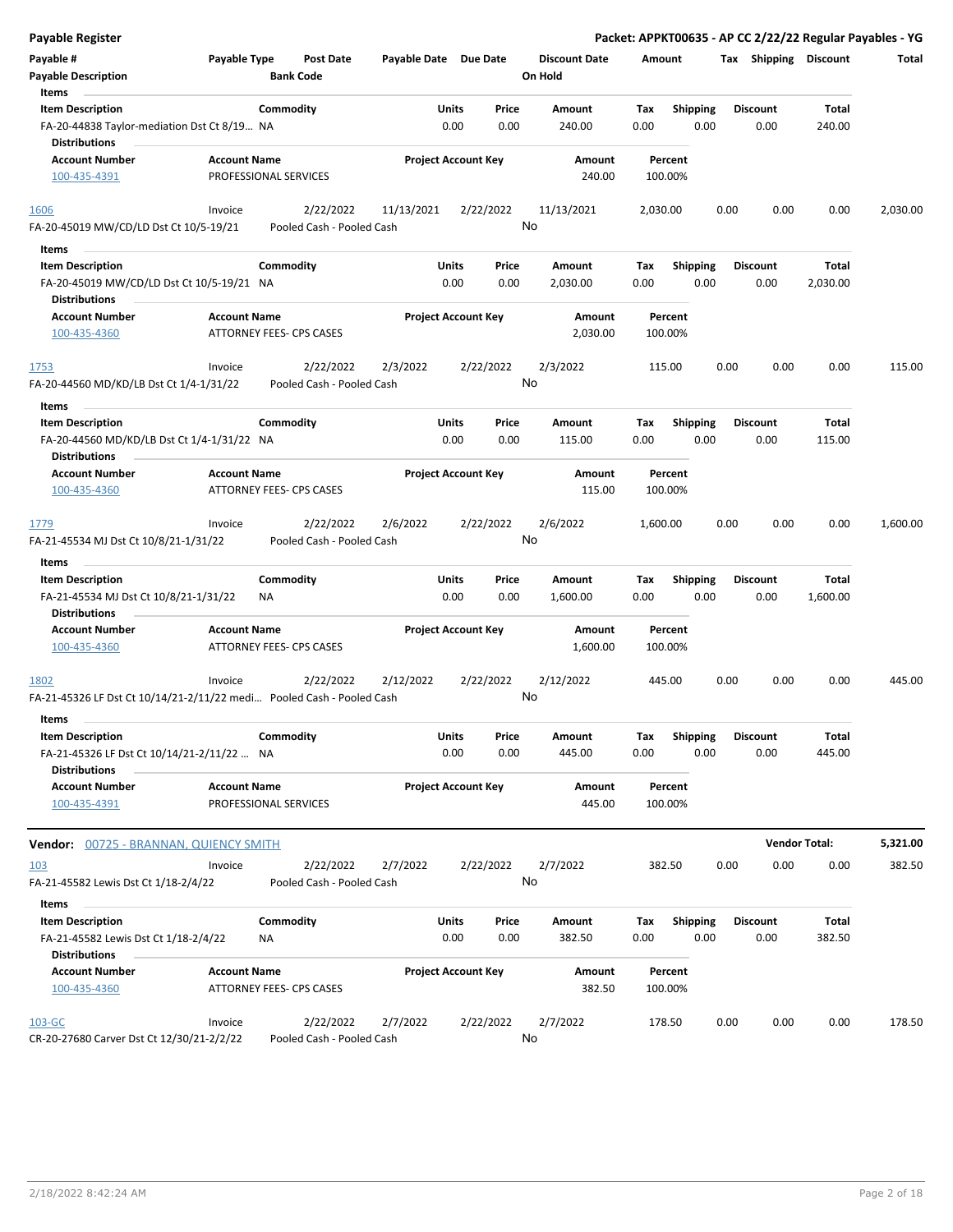**Payable Register** — Packet: APPKT00635 - AP CC 2/22/22 Regular Payables - YG

| Payable # | Payable Type | Post Date | Payable Date | Due Date | Discount Date | Amount | Tax | Shipping | Discount | Total |
|---|---|---|---|---|---|---|---|---|---|---|
| Payable Description | | Bank Code | | | On Hold | | | | | |

**Items**

| Item Description | Commodity | Units | Price | Amount | Tax | Shipping | Discount | Total |
|---|---|---|---|---|---|---|---|---|
| FA-20-44838 Taylor-mediation Dst Ct 8/19… | NA | 0.00 | 0.00 | 240.00 | 0.00 | 0.00 | 0.00 | 240.00 |

**Distributions**

| Account Number | Account Name | Project Account Key | Amount | Percent |
|---|---|---|---|---|
| 100-435-4391 | PROFESSIONAL SERVICES | | 240.00 | 100.00% |

| Payable # | Payable Type | Post Date | Payable Date | Due Date | Discount Date | Amount | Tax | Shipping | Discount | Total |
|---|---|---|---|---|---|---|---|---|---|---|
| 1606 | Invoice | 2/22/2022 | 11/13/2021 | 2/22/2022 | 11/13/2021 | 2,030.00 | 0.00 | 0.00 | 0.00 | 2,030.00 |
| FA-20-45019 MW/CD/LD Dst Ct 10/5-19/21 | | Pooled Cash - Pooled Cash | | | No | | | | | |

**Items**

| Item Description | Commodity | Units | Price | Amount | Tax | Shipping | Discount | Total |
|---|---|---|---|---|---|---|---|---|
| FA-20-45019 MW/CD/LD Dst Ct 10/5-19/21 | NA | 0.00 | 0.00 | 2,030.00 | 0.00 | 0.00 | 0.00 | 2,030.00 |

**Distributions**

| Account Number | Account Name | Project Account Key | Amount | Percent |
|---|---|---|---|---|
| 100-435-4360 | ATTORNEY FEES- CPS CASES | | 2,030.00 | 100.00% |

| Payable # | Payable Type | Post Date | Payable Date | Due Date | Discount Date | Amount | Tax | Shipping | Discount | Total |
|---|---|---|---|---|---|---|---|---|---|---|
| 1753 | Invoice | 2/22/2022 | 2/3/2022 | 2/22/2022 | 2/3/2022 | 115.00 | 0.00 | 0.00 | 0.00 | 115.00 |
| FA-20-44560 MD/KD/LB Dst Ct 1/4-1/31/22 | | Pooled Cash - Pooled Cash | | | No | | | | | |

**Items**

| Item Description | Commodity | Units | Price | Amount | Tax | Shipping | Discount | Total |
|---|---|---|---|---|---|---|---|---|
| FA-20-44560 MD/KD/LB Dst Ct 1/4-1/31/22 | NA | 0.00 | 0.00 | 115.00 | 0.00 | 0.00 | 0.00 | 115.00 |

**Distributions**

| Account Number | Account Name | Project Account Key | Amount | Percent |
|---|---|---|---|---|
| 100-435-4360 | ATTORNEY FEES- CPS CASES | | 115.00 | 100.00% |

| Payable # | Payable Type | Post Date | Payable Date | Due Date | Discount Date | Amount | Tax | Shipping | Discount | Total |
|---|---|---|---|---|---|---|---|---|---|---|
| 1779 | Invoice | 2/22/2022 | 2/6/2022 | 2/22/2022 | 2/6/2022 | 1,600.00 | 0.00 | 0.00 | 0.00 | 1,600.00 |
| FA-21-45534 MJ Dst Ct 10/8/21-1/31/22 | | Pooled Cash - Pooled Cash | | | No | | | | | |

**Items**

| Item Description | Commodity | Units | Price | Amount | Tax | Shipping | Discount | Total |
|---|---|---|---|---|---|---|---|---|
| FA-21-45534 MJ Dst Ct 10/8/21-1/31/22 | NA | 0.00 | 0.00 | 1,600.00 | 0.00 | 0.00 | 0.00 | 1,600.00 |

**Distributions**

| Account Number | Account Name | Project Account Key | Amount | Percent |
|---|---|---|---|---|
| 100-435-4360 | ATTORNEY FEES- CPS CASES | | 1,600.00 | 100.00% |

| Payable # | Payable Type | Post Date | Payable Date | Due Date | Discount Date | Amount | Tax | Shipping | Discount | Total |
|---|---|---|---|---|---|---|---|---|---|---|
| 1802 | Invoice | 2/22/2022 | 2/12/2022 | 2/22/2022 | 2/12/2022 | 445.00 | 0.00 | 0.00 | 0.00 | 445.00 |
| FA-21-45326 LF Dst Ct 10/14/21-2/11/22 medi… | | Pooled Cash - Pooled Cash | | | No | | | | | |

**Items**

| Item Description | Commodity | Units | Price | Amount | Tax | Shipping | Discount | Total |
|---|---|---|---|---|---|---|---|---|
| FA-21-45326 LF Dst Ct 10/14/21-2/11/22 … | NA | 0.00 | 0.00 | 445.00 | 0.00 | 0.00 | 0.00 | 445.00 |

**Distributions**

| Account Number | Account Name | Project Account Key | Amount | Percent |
|---|---|---|---|---|
| 100-435-4391 | PROFESSIONAL SERVICES | | 445.00 | 100.00% |

**Vendor Total: 5,321.00**

---

**Vendor: 00725 - BRANNAN, QUIENCY SMITH**

| Payable # | Payable Type | Post Date | Payable Date | Due Date | Discount Date | Amount | Tax | Shipping | Discount | Total |
|---|---|---|---|---|---|---|---|---|---|---|
| 103 | Invoice | 2/22/2022 | 2/7/2022 | 2/22/2022 | 2/7/2022 | 382.50 | 0.00 | 0.00 | 0.00 | 382.50 |
| FA-21-45582 Lewis Dst Ct 1/18-2/4/22 | | Pooled Cash - Pooled Cash | | | No | | | | | |

**Items**

| Item Description | Commodity | Units | Price | Amount | Tax | Shipping | Discount | Total |
|---|---|---|---|---|---|---|---|---|
| FA-21-45582 Lewis Dst Ct 1/18-2/4/22 | NA | 0.00 | 0.00 | 382.50 | 0.00 | 0.00 | 0.00 | 382.50 |

**Distributions**

| Account Number | Account Name | Project Account Key | Amount | Percent |
|---|---|---|---|---|
| 100-435-4360 | ATTORNEY FEES- CPS CASES | | 382.50 | 100.00% |

| Payable # | Payable Type | Post Date | Payable Date | Due Date | Discount Date | Amount | Tax | Shipping | Discount | Total |
|---|---|---|---|---|---|---|---|---|---|---|
| 103-GC | Invoice | 2/22/2022 | 2/7/2022 | 2/22/2022 | 2/7/2022 | 178.50 | 0.00 | 0.00 | 0.00 | 178.50 |
| CR-20-27680 Carver Dst Ct 12/30/21-2/2/22 | | Pooled Cash - Pooled Cash | | | No | | | | | |

2/18/2022 8:42:24 AM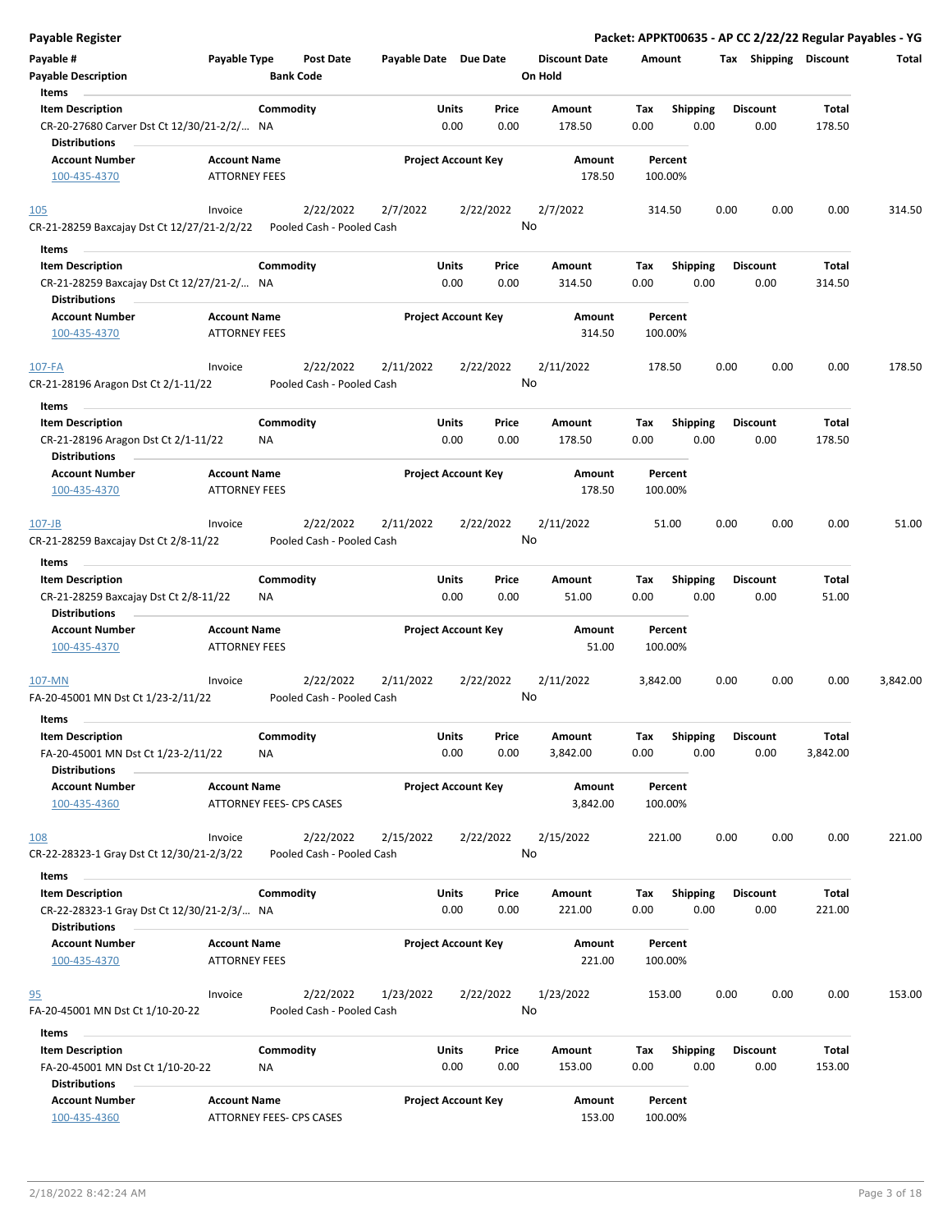**Payable Register** — **Packet: APPKT00635 - AP CC 2/22/22 Regular Payables - YG**

| Payable # | Payable Type | Post Date | Payable Date | Due Date | Discount Date | Amount | Tax | Shipping | Discount | Total |
|---|---|---|---|---|---|---|---|---|---|---|
| **Payable Description** | | **Bank Code** | | | **On Hold** | | | | | |

**Items**

| Item Description | Commodity | Units | Price | Amount | Tax | Shipping | Discount | Total |
|---|---|---|---|---|---|---|---|---|
| CR-20-27680 Carver Dst Ct 12/30/21-2/2/... | NA | 0.00 | 0.00 | 178.50 | 0.00 | 0.00 | 0.00 | 178.50 |

**Distributions**

| Account Number | Account Name | Project Account Key | Amount | Percent |
|---|---|---|---|---|
| 100-435-4370 | ATTORNEY FEES | | 178.50 | 100.00% |

| Payable # | Payable Type | Post Date | Payable Date | Due Date | Discount Date | Amount | Tax | Shipping | Discount | Total |
|---|---|---|---|---|---|---|---|---|---|---|
| 105 | Invoice | 2/22/2022 | 2/7/2022 | 2/22/2022 | 2/7/2022 | 314.50 | 0.00 | 0.00 | 0.00 | 314.50 |
| CR-21-28259 Baxcajay Dst Ct 12/27/21-2/2/22 | | Pooled Cash - Pooled Cash | | | No | | | | | |

**Items**

| Item Description | Commodity | Units | Price | Amount | Tax | Shipping | Discount | Total |
|---|---|---|---|---|---|---|---|---|
| CR-21-28259 Baxcajay Dst Ct 12/27/21-2/... | NA | 0.00 | 0.00 | 314.50 | 0.00 | 0.00 | 0.00 | 314.50 |

**Distributions**

| Account Number | Account Name | Project Account Key | Amount | Percent |
|---|---|---|---|---|
| 100-435-4370 | ATTORNEY FEES | | 314.50 | 100.00% |

| Payable # | Payable Type | Post Date | Payable Date | Due Date | Discount Date | Amount | Tax | Shipping | Discount | Total |
|---|---|---|---|---|---|---|---|---|---|---|
| 107-FA | Invoice | 2/22/2022 | 2/11/2022 | 2/22/2022 | 2/11/2022 | 178.50 | 0.00 | 0.00 | 0.00 | 178.50 |
| CR-21-28196 Aragon Dst Ct 2/1-11/22 | | Pooled Cash - Pooled Cash | | | No | | | | | |

**Items**

| Item Description | Commodity | Units | Price | Amount | Tax | Shipping | Discount | Total |
|---|---|---|---|---|---|---|---|---|
| CR-21-28196 Aragon Dst Ct 2/1-11/22 | NA | 0.00 | 0.00 | 178.50 | 0.00 | 0.00 | 0.00 | 178.50 |

**Distributions**

| Account Number | Account Name | Project Account Key | Amount | Percent |
|---|---|---|---|---|
| 100-435-4370 | ATTORNEY FEES | | 178.50 | 100.00% |

| Payable # | Payable Type | Post Date | Payable Date | Due Date | Discount Date | Amount | Tax | Shipping | Discount | Total |
|---|---|---|---|---|---|---|---|---|---|---|
| 107-JB | Invoice | 2/22/2022 | 2/11/2022 | 2/22/2022 | 2/11/2022 | 51.00 | 0.00 | 0.00 | 0.00 | 51.00 |
| CR-21-28259 Baxcajay Dst Ct 2/8-11/22 | | Pooled Cash - Pooled Cash | | | No | | | | | |

**Items**

| Item Description | Commodity | Units | Price | Amount | Tax | Shipping | Discount | Total |
|---|---|---|---|---|---|---|---|---|
| CR-21-28259 Baxcajay Dst Ct 2/8-11/22 | NA | 0.00 | 0.00 | 51.00 | 0.00 | 0.00 | 0.00 | 51.00 |

**Distributions**

| Account Number | Account Name | Project Account Key | Amount | Percent |
|---|---|---|---|---|
| 100-435-4370 | ATTORNEY FEES | | 51.00 | 100.00% |

| Payable # | Payable Type | Post Date | Payable Date | Due Date | Discount Date | Amount | Tax | Shipping | Discount | Total |
|---|---|---|---|---|---|---|---|---|---|---|
| 107-MN | Invoice | 2/22/2022 | 2/11/2022 | 2/22/2022 | 2/11/2022 | 3,842.00 | 0.00 | 0.00 | 0.00 | 3,842.00 |
| FA-20-45001 MN Dst Ct 1/23-2/11/22 | | Pooled Cash - Pooled Cash | | | No | | | | | |

**Items**

| Item Description | Commodity | Units | Price | Amount | Tax | Shipping | Discount | Total |
|---|---|---|---|---|---|---|---|---|
| FA-20-45001 MN Dst Ct 1/23-2/11/22 | NA | 0.00 | 0.00 | 3,842.00 | 0.00 | 0.00 | 0.00 | 3,842.00 |

**Distributions**

| Account Number | Account Name | Project Account Key | Amount | Percent |
|---|---|---|---|---|
| 100-435-4360 | ATTORNEY FEES- CPS CASES | | 3,842.00 | 100.00% |

| Payable # | Payable Type | Post Date | Payable Date | Due Date | Discount Date | Amount | Tax | Shipping | Discount | Total |
|---|---|---|---|---|---|---|---|---|---|---|
| 108 | Invoice | 2/22/2022 | 2/15/2022 | 2/22/2022 | 2/15/2022 | 221.00 | 0.00 | 0.00 | 0.00 | 221.00 |
| CR-22-28323-1 Gray Dst Ct 12/30/21-2/3/22 | | Pooled Cash - Pooled Cash | | | No | | | | | |

**Items**

| Item Description | Commodity | Units | Price | Amount | Tax | Shipping | Discount | Total |
|---|---|---|---|---|---|---|---|---|
| CR-22-28323-1 Gray Dst Ct 12/30/21-2/3/... | NA | 0.00 | 0.00 | 221.00 | 0.00 | 0.00 | 0.00 | 221.00 |

**Distributions**

| Account Number | Account Name | Project Account Key | Amount | Percent |
|---|---|---|---|---|
| 100-435-4370 | ATTORNEY FEES | | 221.00 | 100.00% |

| Payable # | Payable Type | Post Date | Payable Date | Due Date | Discount Date | Amount | Tax | Shipping | Discount | Total |
|---|---|---|---|---|---|---|---|---|---|---|
| 95 | Invoice | 2/22/2022 | 1/23/2022 | 2/22/2022 | 1/23/2022 | 153.00 | 0.00 | 0.00 | 0.00 | 153.00 |
| FA-20-45001 MN Dst Ct 1/10-20-22 | | Pooled Cash - Pooled Cash | | | No | | | | | |

**Items**

| Item Description | Commodity | Units | Price | Amount | Tax | Shipping | Discount | Total |
|---|---|---|---|---|---|---|---|---|
| FA-20-45001 MN Dst Ct 1/10-20-22 | NA | 0.00 | 0.00 | 153.00 | 0.00 | 0.00 | 0.00 | 153.00 |

**Distributions**

| Account Number | Account Name | Project Account Key | Amount | Percent |
|---|---|---|---|---|
| 100-435-4360 | ATTORNEY FEES- CPS CASES | | 153.00 | 100.00% |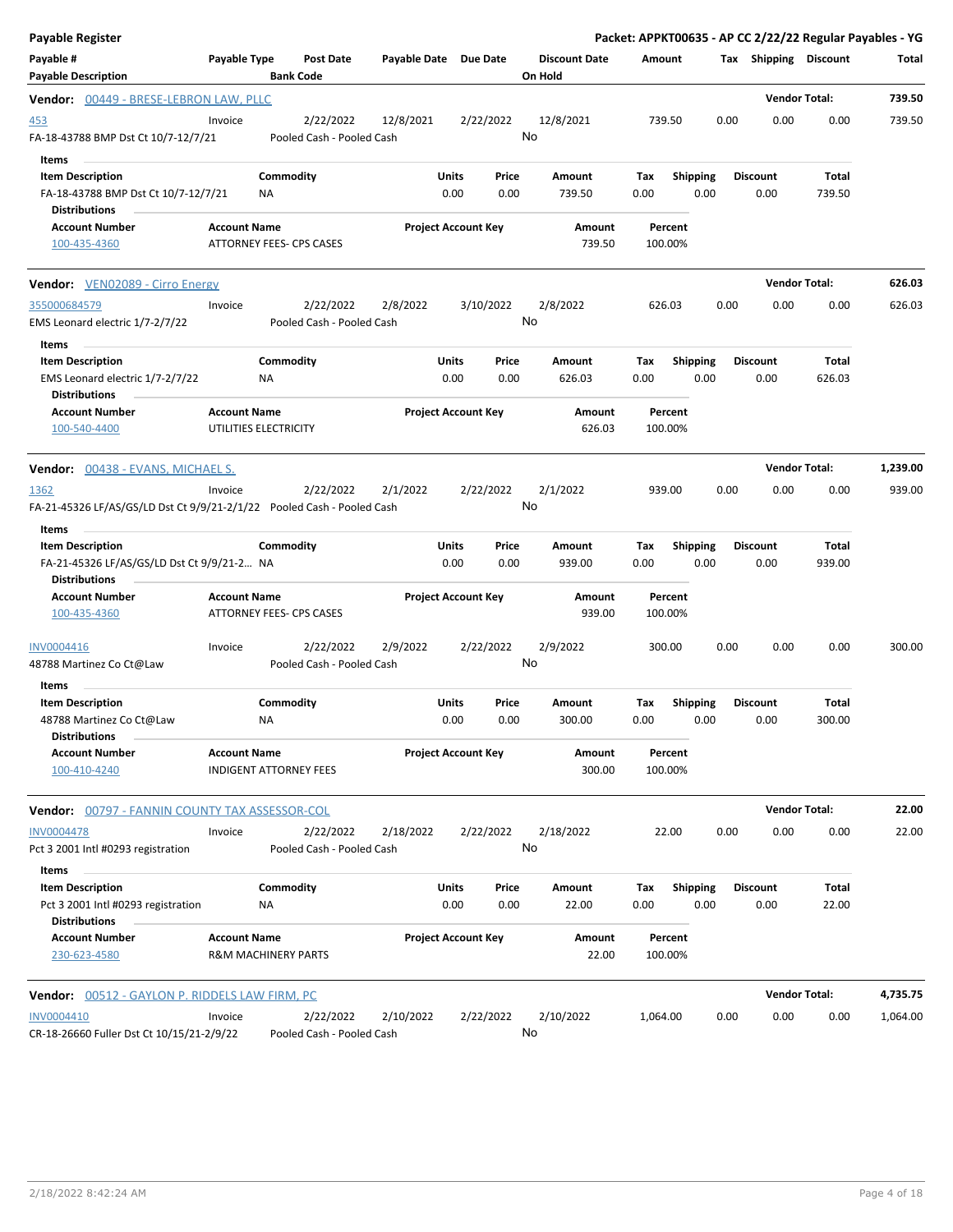**Payable Register** — **Packet: APPKT00635 - AP CC 2/22/22 Regular Payables - YG**

| Payable # / Payable Description | Payable Type | Post Date / Bank Code | Payable Date | Due Date | Discount Date / On Hold | Amount | Tax | Shipping | Discount | Total |
|---|---|---|---|---|---|---|---|---|---|---|

**Vendor: 00449 - BRESE-LEBRON LAW, PLLC** — Vendor Total: **739.50**

| Payable # | Payable Type | Post Date | Payable Date | Due Date | Discount Date | Amount | Tax | Shipping | Discount | Total |
|---|---|---|---|---|---|---|---|---|---|---|
| 453 | Invoice | 2/22/2022 | 12/8/2021 | 2/22/2022 | 12/8/2021 | 739.50 | 0.00 | 0.00 | 0.00 | 739.50 |
| FA-18-43788 BMP Dst Ct 10/7-12/7/21 | | Pooled Cash - Pooled Cash | | | No | | | | | |

Items

| Item Description | Commodity | Units | Price | Amount | Tax | Shipping | Discount | Total |
|---|---|---|---|---|---|---|---|---|
| FA-18-43788 BMP Dst Ct 10/7-12/7/21 | NA | 0.00 | 0.00 | 739.50 | 0.00 | 0.00 | 0.00 | 739.50 |

Distributions

| Account Number | Account Name | Project Account Key | Amount | Percent |
|---|---|---|---|---|
| 100-435-4360 | ATTORNEY FEES- CPS CASES | | 739.50 | 100.00% |

**Vendor: VEN02089 - Cirro Energy** — Vendor Total: **626.03**

| Payable # | Payable Type | Post Date | Payable Date | Due Date | Discount Date | Amount | Tax | Shipping | Discount | Total |
|---|---|---|---|---|---|---|---|---|---|---|
| 355000684579 | Invoice | 2/22/2022 | 2/8/2022 | 3/10/2022 | 2/8/2022 | 626.03 | 0.00 | 0.00 | 0.00 | 626.03 |
| EMS Leonard electric 1/7-2/7/22 | | Pooled Cash - Pooled Cash | | | No | | | | | |

Items

| Item Description | Commodity | Units | Price | Amount | Tax | Shipping | Discount | Total |
|---|---|---|---|---|---|---|---|---|
| EMS Leonard electric 1/7-2/7/22 | NA | 0.00 | 0.00 | 626.03 | 0.00 | 0.00 | 0.00 | 626.03 |

Distributions

| Account Number | Account Name | Project Account Key | Amount | Percent |
|---|---|---|---|---|
| 100-540-4400 | UTILITIES ELECTRICITY | | 626.03 | 100.00% |

**Vendor: 00438 - EVANS, MICHAEL S.** — Vendor Total: **1,239.00**

| Payable # | Payable Type | Post Date | Payable Date | Due Date | Discount Date | Amount | Tax | Shipping | Discount | Total |
|---|---|---|---|---|---|---|---|---|---|---|
| 1362 | Invoice | 2/22/2022 | 2/1/2022 | 2/22/2022 | 2/1/2022 | 939.00 | 0.00 | 0.00 | 0.00 | 939.00 |
| FA-21-45326 LF/AS/GS/LD Dst Ct 9/9/21-2/1/22 | | Pooled Cash - Pooled Cash | | | No | | | | | |

Items

| Item Description | Commodity | Units | Price | Amount | Tax | Shipping | Discount | Total |
|---|---|---|---|---|---|---|---|---|
| FA-21-45326 LF/AS/GS/LD Dst Ct 9/9/21-2... | NA | 0.00 | 0.00 | 939.00 | 0.00 | 0.00 | 0.00 | 939.00 |

Distributions

| Account Number | Account Name | Project Account Key | Amount | Percent |
|---|---|---|---|---|
| 100-435-4360 | ATTORNEY FEES- CPS CASES | | 939.00 | 100.00% |

| Payable # | Payable Type | Post Date | Payable Date | Due Date | Discount Date | Amount | Tax | Shipping | Discount | Total |
|---|---|---|---|---|---|---|---|---|---|---|
| INV0004416 | Invoice | 2/22/2022 | 2/9/2022 | 2/22/2022 | 2/9/2022 | 300.00 | 0.00 | 0.00 | 0.00 | 300.00 |
| 48788 Martinez Co Ct@Law | | Pooled Cash - Pooled Cash | | | No | | | | | |

Items

| Item Description | Commodity | Units | Price | Amount | Tax | Shipping | Discount | Total |
|---|---|---|---|---|---|---|---|---|
| 48788 Martinez Co Ct@Law | NA | 0.00 | 0.00 | 300.00 | 0.00 | 0.00 | 0.00 | 300.00 |

Distributions

| Account Number | Account Name | Project Account Key | Amount | Percent |
|---|---|---|---|---|
| 100-410-4240 | INDIGENT ATTORNEY FEES | | 300.00 | 100.00% |

**Vendor: 00797 - FANNIN COUNTY TAX ASSESSOR-COL** — Vendor Total: **22.00**

| Payable # | Payable Type | Post Date | Payable Date | Due Date | Discount Date | Amount | Tax | Shipping | Discount | Total |
|---|---|---|---|---|---|---|---|---|---|---|
| INV0004478 | Invoice | 2/22/2022 | 2/18/2022 | 2/22/2022 | 2/18/2022 | 22.00 | 0.00 | 0.00 | 0.00 | 22.00 |
| Pct 3 2001 Intl #0293 registration | | Pooled Cash - Pooled Cash | | | No | | | | | |

Items

| Item Description | Commodity | Units | Price | Amount | Tax | Shipping | Discount | Total |
|---|---|---|---|---|---|---|---|---|
| Pct 3 2001 Intl #0293 registration | NA | 0.00 | 0.00 | 22.00 | 0.00 | 0.00 | 0.00 | 22.00 |

Distributions

| Account Number | Account Name | Project Account Key | Amount | Percent |
|---|---|---|---|---|
| 230-623-4580 | R&M MACHINERY PARTS | | 22.00 | 100.00% |

**Vendor: 00512 - GAYLON P. RIDDELS LAW FIRM, PC** — Vendor Total: **4,735.75**

| Payable # | Payable Type | Post Date | Payable Date | Due Date | Discount Date | Amount | Tax | Shipping | Discount | Total |
|---|---|---|---|---|---|---|---|---|---|---|
| INV0004410 | Invoice | 2/22/2022 | 2/10/2022 | 2/22/2022 | 2/10/2022 | 1,064.00 | 0.00 | 0.00 | 0.00 | 1,064.00 |
| CR-18-26660 Fuller Dst Ct 10/15/21-2/9/22 | | Pooled Cash - Pooled Cash | | | No | | | | | |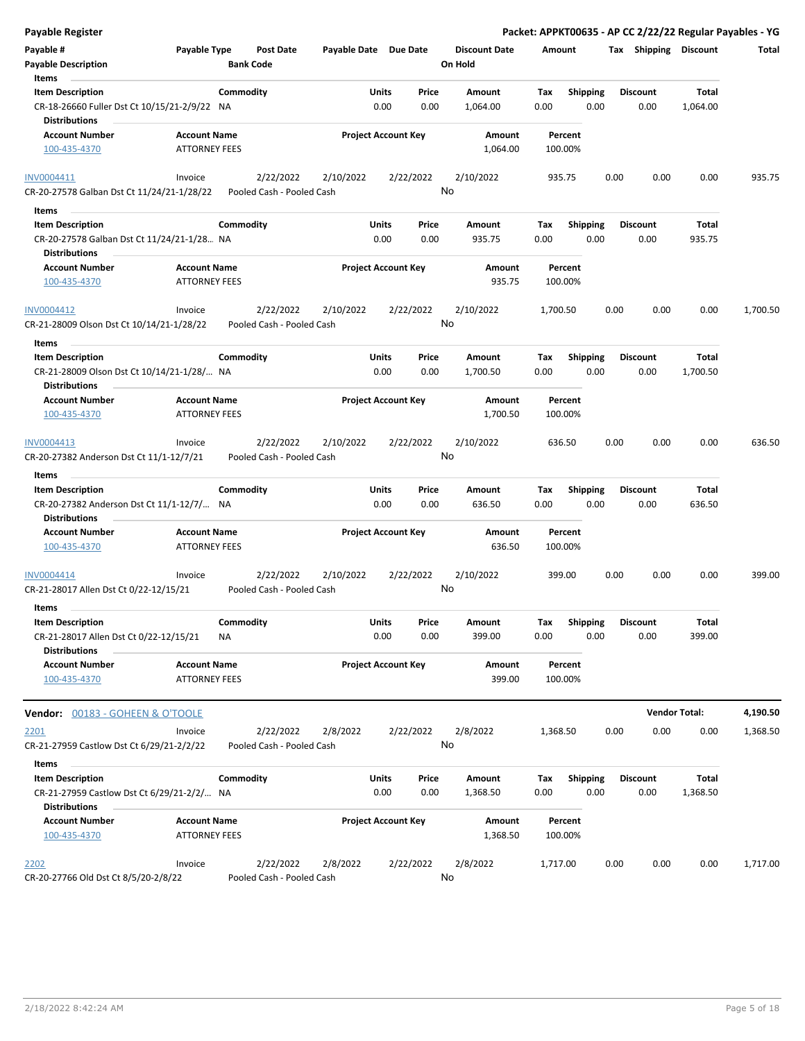**Payable Register**

**Packet: APPKT00635 - AP CC 2/22/22 Regular Payables - YG**

| Payable # | Payable Type | Post Date | Payable Date | Due Date | Discount Date | Amount | Tax | Shipping | Discount | Total |
|---|---|---|---|---|---|---|---|---|---|---|
| **Payable Description** | | **Bank Code** | | | **On Hold** | | | | | |

**Items**

| Item Description | Commodity | Units | Price | Amount | Tax | Shipping | Discount | Total |
|---|---|---|---|---|---|---|---|---|
| CR-18-26660 Fuller Dst Ct 10/15/21-2/9/22 | NA | 0.00 | 0.00 | 1,064.00 | 0.00 | 0.00 | 0.00 | 1,064.00 |

**Distributions**

| Account Number | Account Name | Project Account Key | Amount | Percent |
|---|---|---|---|---|
| 100-435-4370 | ATTORNEY FEES | | 1,064.00 | 100.00% |

| Payable # | Payable Type | Post Date | Payable Date | Due Date | Discount Date | Amount | Tax | Shipping | Discount | Total |
|---|---|---|---|---|---|---|---|---|---|---|
| INV0004411 | Invoice | 2/22/2022 | 2/10/2022 | 2/22/2022 | 2/10/2022 | 935.75 | 0.00 | 0.00 | 0.00 | 935.75 |
| CR-20-27578 Galban Dst Ct 11/24/21-1/28/22 | | Pooled Cash - Pooled Cash | | | No | | | | | |

**Items**

| Item Description | Commodity | Units | Price | Amount | Tax | Shipping | Discount | Total |
|---|---|---|---|---|---|---|---|---|
| CR-20-27578 Galban Dst Ct 11/24/21-1/28... | NA | 0.00 | 0.00 | 935.75 | 0.00 | 0.00 | 0.00 | 935.75 |

**Distributions**

| Account Number | Account Name | Project Account Key | Amount | Percent |
|---|---|---|---|---|
| 100-435-4370 | ATTORNEY FEES | | 935.75 | 100.00% |

| Payable # | Payable Type | Post Date | Payable Date | Due Date | Discount Date | Amount | Tax | Shipping | Discount | Total |
|---|---|---|---|---|---|---|---|---|---|---|
| INV0004412 | Invoice | 2/22/2022 | 2/10/2022 | 2/22/2022 | 2/10/2022 | 1,700.50 | 0.00 | 0.00 | 0.00 | 1,700.50 |
| CR-21-28009 Olson Dst Ct 10/14/21-1/28/22 | | Pooled Cash - Pooled Cash | | | No | | | | | |

**Items**

| Item Description | Commodity | Units | Price | Amount | Tax | Shipping | Discount | Total |
|---|---|---|---|---|---|---|---|---|
| CR-21-28009 Olson Dst Ct 10/14/21-1/28/... | NA | 0.00 | 0.00 | 1,700.50 | 0.00 | 0.00 | 0.00 | 1,700.50 |

**Distributions**

| Account Number | Account Name | Project Account Key | Amount | Percent |
|---|---|---|---|---|
| 100-435-4370 | ATTORNEY FEES | | 1,700.50 | 100.00% |

| Payable # | Payable Type | Post Date | Payable Date | Due Date | Discount Date | Amount | Tax | Shipping | Discount | Total |
|---|---|---|---|---|---|---|---|---|---|---|
| INV0004413 | Invoice | 2/22/2022 | 2/10/2022 | 2/22/2022 | 2/10/2022 | 636.50 | 0.00 | 0.00 | 0.00 | 636.50 |
| CR-20-27382 Anderson Dst Ct 11/1-12/7/21 | | Pooled Cash - Pooled Cash | | | No | | | | | |

**Items**

| Item Description | Commodity | Units | Price | Amount | Tax | Shipping | Discount | Total |
|---|---|---|---|---|---|---|---|---|
| CR-20-27382 Anderson Dst Ct 11/1-12/7/... | NA | 0.00 | 0.00 | 636.50 | 0.00 | 0.00 | 0.00 | 636.50 |

**Distributions**

| Account Number | Account Name | Project Account Key | Amount | Percent |
|---|---|---|---|---|
| 100-435-4370 | ATTORNEY FEES | | 636.50 | 100.00% |

| Payable # | Payable Type | Post Date | Payable Date | Due Date | Discount Date | Amount | Tax | Shipping | Discount | Total |
|---|---|---|---|---|---|---|---|---|---|---|
| INV0004414 | Invoice | 2/22/2022 | 2/10/2022 | 2/22/2022 | 2/10/2022 | 399.00 | 0.00 | 0.00 | 0.00 | 399.00 |
| CR-21-28017 Allen Dst Ct 0/22-12/15/21 | | Pooled Cash - Pooled Cash | | | No | | | | | |

**Items**

| Item Description | Commodity | Units | Price | Amount | Tax | Shipping | Discount | Total |
|---|---|---|---|---|---|---|---|---|
| CR-21-28017 Allen Dst Ct 0/22-12/15/21 | NA | 0.00 | 0.00 | 399.00 | 0.00 | 0.00 | 0.00 | 399.00 |

**Distributions**

| Account Number | Account Name | Project Account Key | Amount | Percent |
|---|---|---|---|---|
| 100-435-4370 | ATTORNEY FEES | | 399.00 | 100.00% |

**Vendor Total: 4,190.50**

## Vendor: 00183 - GOHEEN & O'TOOLE

| Payable # | Payable Type | Post Date | Payable Date | Due Date | Discount Date | Amount | Tax | Shipping | Discount | Total |
|---|---|---|---|---|---|---|---|---|---|---|
| 2201 | Invoice | 2/22/2022 | 2/8/2022 | 2/22/2022 | 2/8/2022 | 1,368.50 | 0.00 | 0.00 | 0.00 | 1,368.50 |
| CR-21-27959 Castlow Dst Ct 6/29/21-2/2/22 | | Pooled Cash - Pooled Cash | | | No | | | | | |

**Items**

| Item Description | Commodity | Units | Price | Amount | Tax | Shipping | Discount | Total |
|---|---|---|---|---|---|---|---|---|
| CR-21-27959 Castlow Dst Ct 6/29/21-2/2/... | NA | 0.00 | 0.00 | 1,368.50 | 0.00 | 0.00 | 0.00 | 1,368.50 |

**Distributions**

| Account Number | Account Name | Project Account Key | Amount | Percent |
|---|---|---|---|---|
| 100-435-4370 | ATTORNEY FEES | | 1,368.50 | 100.00% |

| Payable # | Payable Type | Post Date | Payable Date | Due Date | Discount Date | Amount | Tax | Shipping | Discount | Total |
|---|---|---|---|---|---|---|---|---|---|---|
| 2202 | Invoice | 2/22/2022 | 2/8/2022 | 2/22/2022 | 2/8/2022 | 1,717.00 | 0.00 | 0.00 | 0.00 | 1,717.00 |
| CR-20-27766 Old Dst Ct 8/5/20-2/8/22 | | Pooled Cash - Pooled Cash | | | No | | | | | |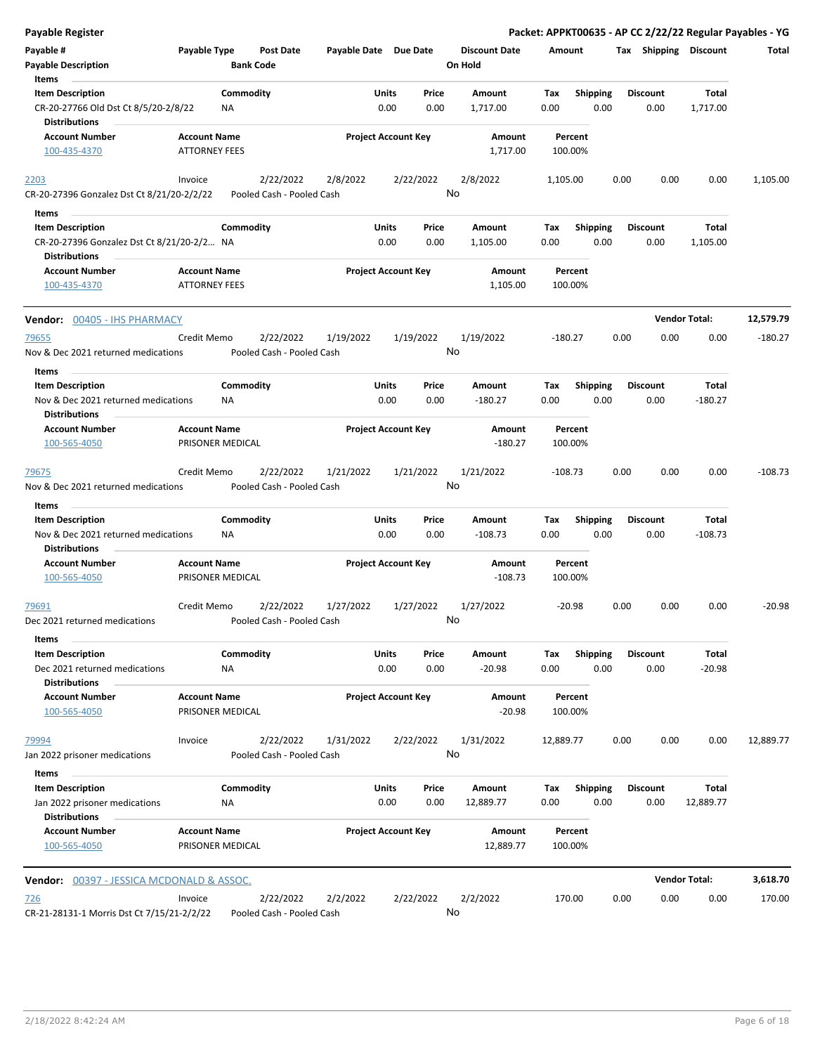**Payable Register** — **Packet: APPKT00635 - AP CC 2/22/22 Regular Payables - YG**

| Payable # | Payable Type | Post Date | Payable Date | Due Date | Discount Date | Amount | Tax | Shipping | Discount | Total |
|---|---|---|---|---|---|---|---|---|---|---|
| Payable Description | | Bank Code | | | On Hold | | | | | |

Items

| Item Description | Commodity | Units | Price | Amount | Tax | Shipping | Discount | Total |
|---|---|---|---|---|---|---|---|---|
| CR-20-27766 Old Dst Ct 8/5/20-2/8/22 | NA | 0.00 | 0.00 | 1,717.00 | 0.00 | 0.00 | 0.00 | 1,717.00 |

Distributions

| Account Number | Account Name | Project Account Key | Amount | Percent |
|---|---|---|---|---|
| 100-435-4370 | ATTORNEY FEES | | 1,717.00 | 100.00% |

| Payable # | Payable Type | Post Date | Payable Date | Due Date | Discount Date | Amount | Tax | Shipping | Discount | Total |
|---|---|---|---|---|---|---|---|---|---|---|
| 2203 | Invoice | 2/22/2022 | 2/8/2022 | 2/22/2022 | 2/8/2022 | 1,105.00 | 0.00 | 0.00 | 0.00 | 1,105.00 |
| CR-20-27396 Gonzalez Dst Ct 8/21/20-2/2/22 | | Pooled Cash - Pooled Cash | | | No | | | | | |

Items

| Item Description | Commodity | Units | Price | Amount | Tax | Shipping | Discount | Total |
|---|---|---|---|---|---|---|---|---|
| CR-20-27396 Gonzalez Dst Ct 8/21/20-2/2... | NA | 0.00 | 0.00 | 1,105.00 | 0.00 | 0.00 | 0.00 | 1,105.00 |

Distributions

| Account Number | Account Name | Project Account Key | Amount | Percent |
|---|---|---|---|---|
| 100-435-4370 | ATTORNEY FEES | | 1,105.00 | 100.00% |

**Vendor:** 00405 - IHS PHARMACY — **Vendor Total: 12,579.79**

| Payable # | Payable Type | Post Date | Payable Date | Due Date | Discount Date | Amount | Tax | Shipping | Discount | Total |
|---|---|---|---|---|---|---|---|---|---|---|
| 79655 | Credit Memo | 2/22/2022 | 1/19/2022 | 1/19/2022 | 1/19/2022 | -180.27 | 0.00 | 0.00 | 0.00 | -180.27 |
| Nov & Dec 2021 returned medications | | Pooled Cash - Pooled Cash | | | No | | | | | |

Items

| Item Description | Commodity | Units | Price | Amount | Tax | Shipping | Discount | Total |
|---|---|---|---|---|---|---|---|---|
| Nov & Dec 2021 returned medications | NA | 0.00 | 0.00 | -180.27 | 0.00 | 0.00 | 0.00 | -180.27 |

Distributions

| Account Number | Account Name | Project Account Key | Amount | Percent |
|---|---|---|---|---|
| 100-565-4050 | PRISONER MEDICAL | | -180.27 | 100.00% |

| Payable # | Payable Type | Post Date | Payable Date | Due Date | Discount Date | Amount | Tax | Shipping | Discount | Total |
|---|---|---|---|---|---|---|---|---|---|---|
| 79675 | Credit Memo | 2/22/2022 | 1/21/2022 | 1/21/2022 | 1/21/2022 | -108.73 | 0.00 | 0.00 | 0.00 | -108.73 |
| Nov & Dec 2021 returned medications | | Pooled Cash - Pooled Cash | | | No | | | | | |

Items

| Item Description | Commodity | Units | Price | Amount | Tax | Shipping | Discount | Total |
|---|---|---|---|---|---|---|---|---|
| Nov & Dec 2021 returned medications | NA | 0.00 | 0.00 | -108.73 | 0.00 | 0.00 | 0.00 | -108.73 |

Distributions

| Account Number | Account Name | Project Account Key | Amount | Percent |
|---|---|---|---|---|
| 100-565-4050 | PRISONER MEDICAL | | -108.73 | 100.00% |

| Payable # | Payable Type | Post Date | Payable Date | Due Date | Discount Date | Amount | Tax | Shipping | Discount | Total |
|---|---|---|---|---|---|---|---|---|---|---|
| 79691 | Credit Memo | 2/22/2022 | 1/27/2022 | 1/27/2022 | 1/27/2022 | -20.98 | 0.00 | 0.00 | 0.00 | -20.98 |
| Dec 2021 returned medications | | Pooled Cash - Pooled Cash | | | No | | | | | |

Items

| Item Description | Commodity | Units | Price | Amount | Tax | Shipping | Discount | Total |
|---|---|---|---|---|---|---|---|---|
| Dec 2021 returned medications | NA | 0.00 | 0.00 | -20.98 | 0.00 | 0.00 | 0.00 | -20.98 |

Distributions

| Account Number | Account Name | Project Account Key | Amount | Percent |
|---|---|---|---|---|
| 100-565-4050 | PRISONER MEDICAL | | -20.98 | 100.00% |

| Payable # | Payable Type | Post Date | Payable Date | Due Date | Discount Date | Amount | Tax | Shipping | Discount | Total |
|---|---|---|---|---|---|---|---|---|---|---|
| 79994 | Invoice | 2/22/2022 | 1/31/2022 | 2/22/2022 | 1/31/2022 | 12,889.77 | 0.00 | 0.00 | 0.00 | 12,889.77 |
| Jan 2022 prisoner medications | | Pooled Cash - Pooled Cash | | | No | | | | | |

Items

| Item Description | Commodity | Units | Price | Amount | Tax | Shipping | Discount | Total |
|---|---|---|---|---|---|---|---|---|
| Jan 2022 prisoner medications | NA | 0.00 | 0.00 | 12,889.77 | 0.00 | 0.00 | 0.00 | 12,889.77 |

Distributions

| Account Number | Account Name | Project Account Key | Amount | Percent |
|---|---|---|---|---|
| 100-565-4050 | PRISONER MEDICAL | | 12,889.77 | 100.00% |

**Vendor:** 00397 - JESSICA MCDONALD & ASSOC. — **Vendor Total: 3,618.70**

| Payable # | Payable Type | Post Date | Payable Date | Due Date | Discount Date | Amount | Tax | Shipping | Discount | Total |
|---|---|---|---|---|---|---|---|---|---|---|
| 726 | Invoice | 2/22/2022 | 2/2/2022 | 2/22/2022 | 2/2/2022 | 170.00 | 0.00 | 0.00 | 0.00 | 170.00 |
| CR-21-28131-1 Morris Dst Ct 7/15/21-2/2/22 | | Pooled Cash - Pooled Cash | | | No | | | | | |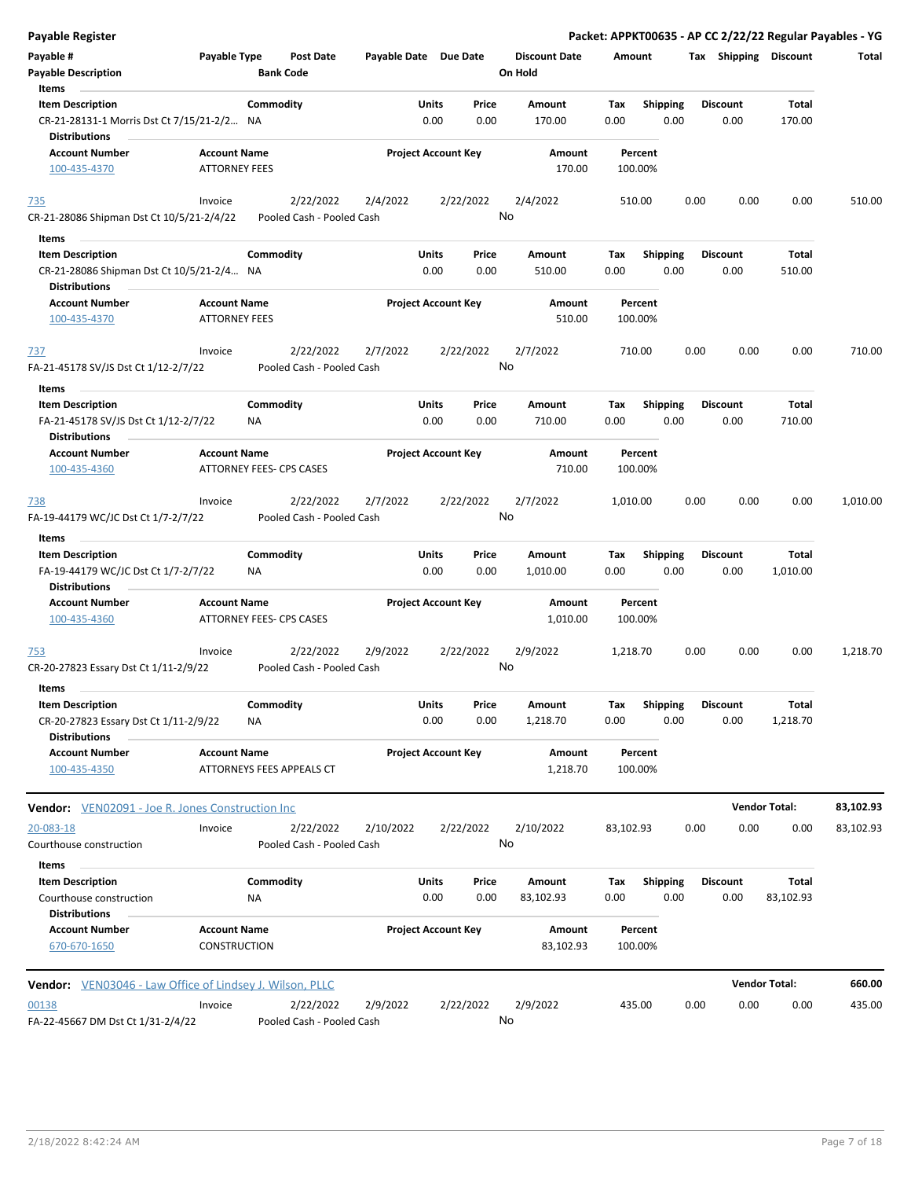## Payable Register

**Packet: APPKT00635 - AP CC 2/22/22 Regular Payables - YG**

| Payable # | Payable Type | Post Date | Payable Date | Due Date | Discount Date | Amount | Tax | Shipping | Discount | Total |
|---|---|---|---|---|---|---|---|---|---|---|
| Payable Description | | Bank Code | | | On Hold | | | | | |

**Items**

| Item Description | Commodity | Units | Price | Amount | Tax | Shipping | Discount | Total |
|---|---|---|---|---|---|---|---|---|
| CR-21-28131-1 Morris Dst Ct 7/15/21-2/2... | NA | 0.00 | 0.00 | 170.00 | 0.00 | 0.00 | 0.00 | 170.00 |

**Distributions**

| Account Number | Account Name | Project Account Key | Amount | Percent |
|---|---|---|---|---|
| 100-435-4370 | ATTORNEY FEES | | 170.00 | 100.00% |

| Payable # | Payable Type | Post Date | Payable Date | Due Date | Discount Date | Amount | Tax | Shipping | Discount | Total |
|---|---|---|---|---|---|---|---|---|---|---|
| 735 | Invoice | 2/22/2022 | 2/4/2022 | 2/22/2022 | 2/4/2022 | 510.00 | 0.00 | 0.00 | 0.00 | 510.00 |
| CR-21-28086 Shipman Dst Ct 10/5/21-2/4/22 | | Pooled Cash - Pooled Cash | | | No | | | | | |

**Items**

| Item Description | Commodity | Units | Price | Amount | Tax | Shipping | Discount | Total |
|---|---|---|---|---|---|---|---|---|
| CR-21-28086 Shipman Dst Ct 10/5/21-2/4... | NA | 0.00 | 0.00 | 510.00 | 0.00 | 0.00 | 0.00 | 510.00 |

**Distributions**

| Account Number | Account Name | Project Account Key | Amount | Percent |
|---|---|---|---|---|
| 100-435-4370 | ATTORNEY FEES | | 510.00 | 100.00% |

| Payable # | Payable Type | Post Date | Payable Date | Due Date | Discount Date | Amount | Tax | Shipping | Discount | Total |
|---|---|---|---|---|---|---|---|---|---|---|
| 737 | Invoice | 2/22/2022 | 2/7/2022 | 2/22/2022 | 2/7/2022 | 710.00 | 0.00 | 0.00 | 0.00 | 710.00 |
| FA-21-45178 SV/JS Dst Ct 1/12-2/7/22 | | Pooled Cash - Pooled Cash | | | No | | | | | |

**Items**

| Item Description | Commodity | Units | Price | Amount | Tax | Shipping | Discount | Total |
|---|---|---|---|---|---|---|---|---|
| FA-21-45178 SV/JS Dst Ct 1/12-2/7/22 | NA | 0.00 | 0.00 | 710.00 | 0.00 | 0.00 | 0.00 | 710.00 |

**Distributions**

| Account Number | Account Name | Project Account Key | Amount | Percent |
|---|---|---|---|---|
| 100-435-4360 | ATTORNEY FEES- CPS CASES | | 710.00 | 100.00% |

| Payable # | Payable Type | Post Date | Payable Date | Due Date | Discount Date | Amount | Tax | Shipping | Discount | Total |
|---|---|---|---|---|---|---|---|---|---|---|
| 738 | Invoice | 2/22/2022 | 2/7/2022 | 2/22/2022 | 2/7/2022 | 1,010.00 | 0.00 | 0.00 | 0.00 | 1,010.00 |
| FA-19-44179 WC/JC Dst Ct 1/7-2/7/22 | | Pooled Cash - Pooled Cash | | | No | | | | | |

**Items**

| Item Description | Commodity | Units | Price | Amount | Tax | Shipping | Discount | Total |
|---|---|---|---|---|---|---|---|---|
| FA-19-44179 WC/JC Dst Ct 1/7-2/7/22 | NA | 0.00 | 0.00 | 1,010.00 | 0.00 | 0.00 | 0.00 | 1,010.00 |

**Distributions**

| Account Number | Account Name | Project Account Key | Amount | Percent |
|---|---|---|---|---|
| 100-435-4360 | ATTORNEY FEES- CPS CASES | | 1,010.00 | 100.00% |

| Payable # | Payable Type | Post Date | Payable Date | Due Date | Discount Date | Amount | Tax | Shipping | Discount | Total |
|---|---|---|---|---|---|---|---|---|---|---|
| 753 | Invoice | 2/22/2022 | 2/9/2022 | 2/22/2022 | 2/9/2022 | 1,218.70 | 0.00 | 0.00 | 0.00 | 1,218.70 |
| CR-20-27823 Essary Dst Ct 1/11-2/9/22 | | Pooled Cash - Pooled Cash | | | No | | | | | |

**Items**

| Item Description | Commodity | Units | Price | Amount | Tax | Shipping | Discount | Total |
|---|---|---|---|---|---|---|---|---|
| CR-20-27823 Essary Dst Ct 1/11-2/9/22 | NA | 0.00 | 0.00 | 1,218.70 | 0.00 | 0.00 | 0.00 | 1,218.70 |

**Distributions**

| Account Number | Account Name | Project Account Key | Amount | Percent |
|---|---|---|---|---|
| 100-435-4350 | ATTORNEYS FEES APPEALS CT | | 1,218.70 | 100.00% |

**Vendor:** VEN02091 - Joe R. Jones Construction Inc — **Vendor Total: 83,102.93**

| Payable # | Payable Type | Post Date | Payable Date | Due Date | Discount Date | Amount | Tax | Shipping | Discount | Total |
|---|---|---|---|---|---|---|---|---|---|---|
| 20-083-18 | Invoice | 2/22/2022 | 2/10/2022 | 2/22/2022 | 2/10/2022 | 83,102.93 | 0.00 | 0.00 | 0.00 | 83,102.93 |
| Courthouse construction | | Pooled Cash - Pooled Cash | | | No | | | | | |

**Items**

| Item Description | Commodity | Units | Price | Amount | Tax | Shipping | Discount | Total |
|---|---|---|---|---|---|---|---|---|
| Courthouse construction | NA | 0.00 | 0.00 | 83,102.93 | 0.00 | 0.00 | 0.00 | 83,102.93 |

**Distributions**

| Account Number | Account Name | Project Account Key | Amount | Percent |
|---|---|---|---|---|
| 670-670-1650 | CONSTRUCTION | | 83,102.93 | 100.00% |

**Vendor:** VEN03046 - Law Office of Lindsey J. Wilson, PLLC — **Vendor Total: 660.00**

| Payable # | Payable Type | Post Date | Payable Date | Due Date | Discount Date | Amount | Tax | Shipping | Discount | Total |
|---|---|---|---|---|---|---|---|---|---|---|
| 00138 | Invoice | 2/22/2022 | 2/9/2022 | 2/22/2022 | 2/9/2022 | 435.00 | 0.00 | 0.00 | 0.00 | 435.00 |
| FA-22-45667 DM Dst Ct 1/31-2/4/22 | | Pooled Cash - Pooled Cash | | | No | | | | | |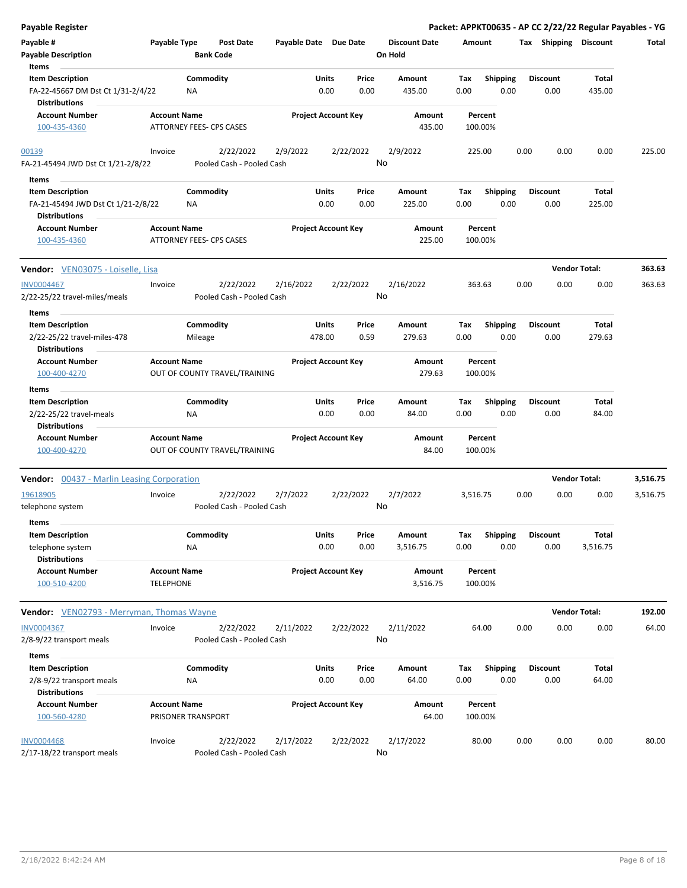**Payable Register** — **Packet: APPKT00635 - AP CC 2/22/22 Regular Payables - YG**

| Payable # | Payable Type | Post Date | Payable Date | Due Date | Discount Date | Amount | Tax | Shipping | Discount | Total |
|---|---|---|---|---|---|---|---|---|---|---|
| Payable Description | | Bank Code | | | On Hold | | | | | |

**Items**

| Item Description | Commodity | Units | Price | Amount | Tax | Shipping | Discount | Total |
|---|---|---|---|---|---|---|---|---|
| FA-22-45667 DM Dst Ct 1/31-2/4/22 | NA | 0.00 | 0.00 | 435.00 | 0.00 | 0.00 | 0.00 | 435.00 |

**Distributions**

| Account Number | Account Name | Project Account Key | Amount | Percent |
|---|---|---|---|---|
| 100-435-4360 | ATTORNEY FEES- CPS CASES | | 435.00 | 100.00% |

| Payable # | Payable Type | Post Date | Payable Date | Due Date | Discount Date | Amount | Tax | Shipping | Discount | Total |
|---|---|---|---|---|---|---|---|---|---|---|
| 00139 | Invoice | 2/22/2022 | 2/9/2022 | 2/22/2022 | 2/9/2022 | 225.00 | 0.00 | 0.00 | 0.00 | 225.00 |
| FA-21-45494 JWD Dst Ct 1/21-2/8/22 | | Pooled Cash - Pooled Cash | | | No | | | | | |

**Items**

| Item Description | Commodity | Units | Price | Amount | Tax | Shipping | Discount | Total |
|---|---|---|---|---|---|---|---|---|
| FA-21-45494 JWD Dst Ct 1/21-2/8/22 | NA | 0.00 | 0.00 | 225.00 | 0.00 | 0.00 | 0.00 | 225.00 |

**Distributions**

| Account Number | Account Name | Project Account Key | Amount | Percent |
|---|---|---|---|---|
| 100-435-4360 | ATTORNEY FEES- CPS CASES | | 225.00 | 100.00% |

**Vendor:** VEN03075 - Loiselle, Lisa — **Vendor Total: 363.63**

| Payable # | Payable Type | Post Date | Payable Date | Due Date | Discount Date | Amount | Tax | Shipping | Discount | Total |
|---|---|---|---|---|---|---|---|---|---|---|
| INV0004467 | Invoice | 2/22/2022 | 2/16/2022 | 2/22/2022 | 2/16/2022 | 363.63 | 0.00 | 0.00 | 0.00 | 363.63 |
| 2/22-25/22 travel-miles/meals | | Pooled Cash - Pooled Cash | | | No | | | | | |

**Items**

| Item Description | Commodity | Units | Price | Amount | Tax | Shipping | Discount | Total |
|---|---|---|---|---|---|---|---|---|
| 2/22-25/22 travel-miles-478 | Mileage | 478.00 | 0.59 | 279.63 | 0.00 | 0.00 | 0.00 | 279.63 |

**Distributions**

| Account Number | Account Name | Project Account Key | Amount | Percent |
|---|---|---|---|---|
| 100-400-4270 | OUT OF COUNTY TRAVEL/TRAINING | | 279.63 | 100.00% |

**Items**

| Item Description | Commodity | Units | Price | Amount | Tax | Shipping | Discount | Total |
|---|---|---|---|---|---|---|---|---|
| 2/22-25/22 travel-meals | NA | 0.00 | 0.00 | 84.00 | 0.00 | 0.00 | 0.00 | 84.00 |

**Distributions**

| Account Number | Account Name | Project Account Key | Amount | Percent |
|---|---|---|---|---|
| 100-400-4270 | OUT OF COUNTY TRAVEL/TRAINING | | 84.00 | 100.00% |

**Vendor:** 00437 - Marlin Leasing Corporation — **Vendor Total: 3,516.75**

| Payable # | Payable Type | Post Date | Payable Date | Due Date | Discount Date | Amount | Tax | Shipping | Discount | Total |
|---|---|---|---|---|---|---|---|---|---|---|
| 19618905 | Invoice | 2/22/2022 | 2/7/2022 | 2/22/2022 | 2/7/2022 | 3,516.75 | 0.00 | 0.00 | 0.00 | 3,516.75 |
| telephone system | | Pooled Cash - Pooled Cash | | | No | | | | | |

**Items**

| Item Description | Commodity | Units | Price | Amount | Tax | Shipping | Discount | Total |
|---|---|---|---|---|---|---|---|---|
| telephone system | NA | 0.00 | 0.00 | 3,516.75 | 0.00 | 0.00 | 0.00 | 3,516.75 |

**Distributions**

| Account Number | Account Name | Project Account Key | Amount | Percent |
|---|---|---|---|---|
| 100-510-4200 | TELEPHONE | | 3,516.75 | 100.00% |

**Vendor:** VEN02793 - Merryman, Thomas Wayne — **Vendor Total: 192.00**

| Payable # | Payable Type | Post Date | Payable Date | Due Date | Discount Date | Amount | Tax | Shipping | Discount | Total |
|---|---|---|---|---|---|---|---|---|---|---|
| INV0004367 | Invoice | 2/22/2022 | 2/11/2022 | 2/22/2022 | 2/11/2022 | 64.00 | 0.00 | 0.00 | 0.00 | 64.00 |
| 2/8-9/22 transport meals | | Pooled Cash - Pooled Cash | | | No | | | | | |

**Items**

| Item Description | Commodity | Units | Price | Amount | Tax | Shipping | Discount | Total |
|---|---|---|---|---|---|---|---|---|
| 2/8-9/22 transport meals | NA | 0.00 | 0.00 | 64.00 | 0.00 | 0.00 | 0.00 | 64.00 |

**Distributions**

| Account Number | Account Name | Project Account Key | Amount | Percent |
|---|---|---|---|---|
| 100-560-4280 | PRISONER TRANSPORT | | 64.00 | 100.00% |

| Payable # | Payable Type | Post Date | Payable Date | Due Date | Discount Date | Amount | Tax | Shipping | Discount | Total |
|---|---|---|---|---|---|---|---|---|---|---|
| INV0004468 | Invoice | 2/22/2022 | 2/17/2022 | 2/22/2022 | 2/17/2022 | 80.00 | 0.00 | 0.00 | 0.00 | 80.00 |
| 2/17-18/22 transport meals | | Pooled Cash - Pooled Cash | | | No | | | | | |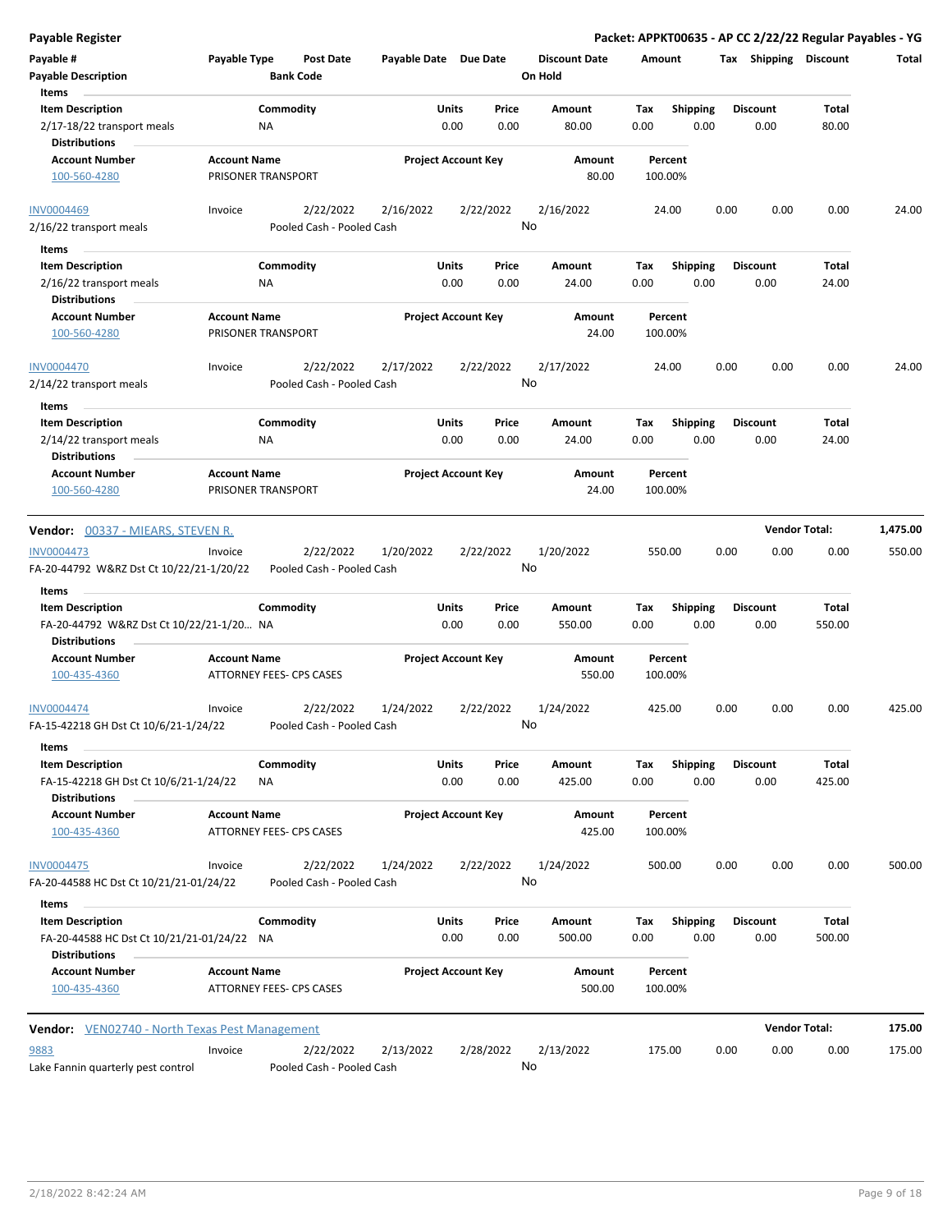**Payable Register** — **Packet: APPKT00635 - AP CC 2/22/22 Regular Payables - YG**

| Payable # | Payable Type | Post Date | Payable Date | Due Date | Discount Date | Amount | Tax | Shipping | Discount | Total |
|---|---|---|---|---|---|---|---|---|---|---|
| Payable Description | | Bank Code | | | On Hold | | | | | |

**Items**

| Item Description | Commodity | Units | Price | Amount | Tax | Shipping | Discount | Total |
|---|---|---|---|---|---|---|---|---|
| 2/17-18/22 transport meals | NA | 0.00 | 0.00 | 80.00 | 0.00 | 0.00 | 0.00 | 80.00 |

**Distributions**

| Account Number | Account Name | Project Account Key | Amount | Percent |
|---|---|---|---|---|
| 100-560-4280 | PRISONER TRANSPORT | | 80.00 | 100.00% |

| Payable # | Payable Type | Post Date | Payable Date | Due Date | Discount Date | Amount | Tax | Shipping | Discount | Total |
|---|---|---|---|---|---|---|---|---|---|---|
| INV0004469 | Invoice | 2/22/2022 | 2/16/2022 | 2/22/2022 | 2/16/2022 | 24.00 | 0.00 | 0.00 | 0.00 | 24.00 |
| 2/16/22 transport meals | | Pooled Cash - Pooled Cash | | | No | | | | | |

**Items**

| Item Description | Commodity | Units | Price | Amount | Tax | Shipping | Discount | Total |
|---|---|---|---|---|---|---|---|---|
| 2/16/22 transport meals | NA | 0.00 | 0.00 | 24.00 | 0.00 | 0.00 | 0.00 | 24.00 |

**Distributions**

| Account Number | Account Name | Project Account Key | Amount | Percent |
|---|---|---|---|---|
| 100-560-4280 | PRISONER TRANSPORT | | 24.00 | 100.00% |

| Payable # | Payable Type | Post Date | Payable Date | Due Date | Discount Date | Amount | Tax | Shipping | Discount | Total |
|---|---|---|---|---|---|---|---|---|---|---|
| INV0004470 | Invoice | 2/22/2022 | 2/17/2022 | 2/22/2022 | 2/17/2022 | 24.00 | 0.00 | 0.00 | 0.00 | 24.00 |
| 2/14/22 transport meals | | Pooled Cash - Pooled Cash | | | No | | | | | |

**Items**

| Item Description | Commodity | Units | Price | Amount | Tax | Shipping | Discount | Total |
|---|---|---|---|---|---|---|---|---|
| 2/14/22 transport meals | NA | 0.00 | 0.00 | 24.00 | 0.00 | 0.00 | 0.00 | 24.00 |

**Distributions**

| Account Number | Account Name | Project Account Key | Amount | Percent |
|---|---|---|---|---|
| 100-560-4280 | PRISONER TRANSPORT | | 24.00 | 100.00% |

## Vendor: 00337 - MIEARS, STEVEN R. — Vendor Total: 1,475.00

| Payable # | Payable Type | Post Date | Payable Date | Due Date | Discount Date | Amount | Tax | Shipping | Discount | Total |
|---|---|---|---|---|---|---|---|---|---|---|
| INV0004473 | Invoice | 2/22/2022 | 1/20/2022 | 2/22/2022 | 1/20/2022 | 550.00 | 0.00 | 0.00 | 0.00 | 550.00 |
| FA-20-44792 W&RZ Dst Ct 10/22/21-1/20/22 | | Pooled Cash - Pooled Cash | | | No | | | | | |

**Items**

| Item Description | Commodity | Units | Price | Amount | Tax | Shipping | Discount | Total |
|---|---|---|---|---|---|---|---|---|
| FA-20-44792 W&RZ Dst Ct 10/22/21-1/20... | NA | 0.00 | 0.00 | 550.00 | 0.00 | 0.00 | 0.00 | 550.00 |

**Distributions**

| Account Number | Account Name | Project Account Key | Amount | Percent |
|---|---|---|---|---|
| 100-435-4360 | ATTORNEY FEES- CPS CASES | | 550.00 | 100.00% |

| Payable # | Payable Type | Post Date | Payable Date | Due Date | Discount Date | Amount | Tax | Shipping | Discount | Total |
|---|---|---|---|---|---|---|---|---|---|---|
| INV0004474 | Invoice | 2/22/2022 | 1/24/2022 | 2/22/2022 | 1/24/2022 | 425.00 | 0.00 | 0.00 | 0.00 | 425.00 |
| FA-15-42218 GH Dst Ct 10/6/21-1/24/22 | | Pooled Cash - Pooled Cash | | | No | | | | | |

**Items**

| Item Description | Commodity | Units | Price | Amount | Tax | Shipping | Discount | Total |
|---|---|---|---|---|---|---|---|---|
| FA-15-42218 GH Dst Ct 10/6/21-1/24/22 | NA | 0.00 | 0.00 | 425.00 | 0.00 | 0.00 | 0.00 | 425.00 |

**Distributions**

| Account Number | Account Name | Project Account Key | Amount | Percent |
|---|---|---|---|---|
| 100-435-4360 | ATTORNEY FEES- CPS CASES | | 425.00 | 100.00% |

| Payable # | Payable Type | Post Date | Payable Date | Due Date | Discount Date | Amount | Tax | Shipping | Discount | Total |
|---|---|---|---|---|---|---|---|---|---|---|
| INV0004475 | Invoice | 2/22/2022 | 1/24/2022 | 2/22/2022 | 1/24/2022 | 500.00 | 0.00 | 0.00 | 0.00 | 500.00 |
| FA-20-44588 HC Dst Ct 10/21/21-01/24/22 | | Pooled Cash - Pooled Cash | | | No | | | | | |

**Items**

| Item Description | Commodity | Units | Price | Amount | Tax | Shipping | Discount | Total |
|---|---|---|---|---|---|---|---|---|
| FA-20-44588 HC Dst Ct 10/21/21-01/24/22 | NA | 0.00 | 0.00 | 500.00 | 0.00 | 0.00 | 0.00 | 500.00 |

**Distributions**

| Account Number | Account Name | Project Account Key | Amount | Percent |
|---|---|---|---|---|
| 100-435-4360 | ATTORNEY FEES- CPS CASES | | 500.00 | 100.00% |

## Vendor: VEN02740 - North Texas Pest Management — Vendor Total: 175.00

| Payable # | Payable Type | Post Date | Payable Date | Due Date | Discount Date | Amount | Tax | Shipping | Discount | Total |
|---|---|---|---|---|---|---|---|---|---|---|
| 9883 | Invoice | 2/22/2022 | 2/13/2022 | 2/28/2022 | 2/13/2022 | 175.00 | 0.00 | 0.00 | 0.00 | 175.00 |
| Lake Fannin quarterly pest control | | Pooled Cash - Pooled Cash | | | No | | | | | |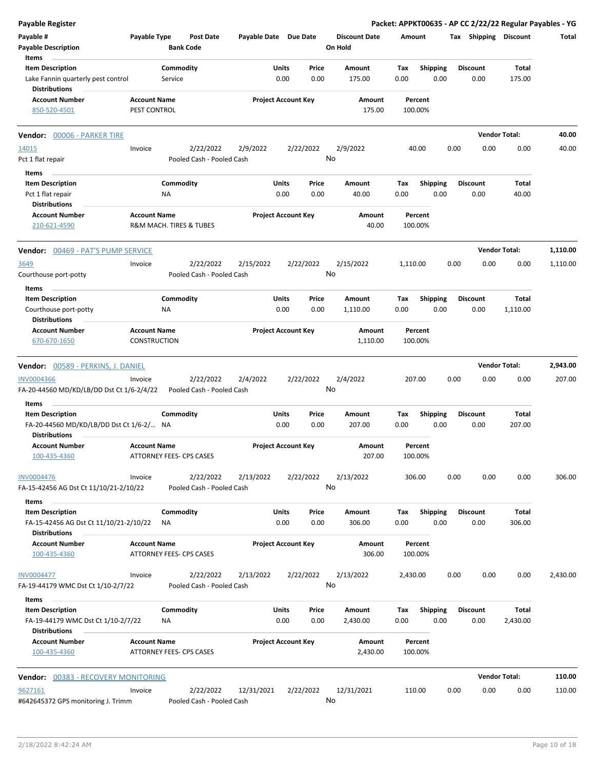**Payable Register** — **Packet: APPKT00635 - AP CC 2/22/22 Regular Payables - YG**

| Payable # | Payable Type | Post Date | Payable Date | Due Date | Discount Date | Amount | Tax | Shipping | Discount | Total |
|---|---|---|---|---|---|---|---|---|---|---|
| **Payable Description** | | **Bank Code** | | | **On Hold** | | | | | |

**Items**

| Item Description | Commodity | Units | Price | Amount | Tax | Shipping | Discount | Total |
|---|---|---|---|---|---|---|---|---|
| Lake Fannin quarterly pest control | Service | 0.00 | 0.00 | 175.00 | 0.00 | 0.00 | 0.00 | 175.00 |

**Distributions**

| Account Number | Account Name | Project Account Key | Amount | Percent |
|---|---|---|---|---|
| 850-520-4501 | PEST CONTROL | | 175.00 | 100.00% |

---

**Vendor: 00006 - PARKER TIRE** — **Vendor Total: 40.00**

| Payable # | Payable Type | Post Date | Payable Date | Due Date | Discount Date | Amount | Tax | Shipping | Discount | Total |
|---|---|---|---|---|---|---|---|---|---|---|
| 14015 | Invoice | 2/22/2022 | 2/9/2022 | 2/22/2022 | 2/9/2022 | 40.00 | 0.00 | 0.00 | 0.00 | 40.00 |
| Pct 1 flat repair | | Pooled Cash - Pooled Cash | | | No | | | | | |

**Items**

| Item Description | Commodity | Units | Price | Amount | Tax | Shipping | Discount | Total |
|---|---|---|---|---|---|---|---|---|
| Pct 1 flat repair | NA | 0.00 | 0.00 | 40.00 | 0.00 | 0.00 | 0.00 | 40.00 |

**Distributions**

| Account Number | Account Name | Project Account Key | Amount | Percent |
|---|---|---|---|---|
| 210-621-4590 | R&M MACH. TIRES & TUBES | | 40.00 | 100.00% |

---

**Vendor: 00469 - PAT'S PUMP SERVICE** — **Vendor Total: 1,110.00**

| Payable # | Payable Type | Post Date | Payable Date | Due Date | Discount Date | Amount | Tax | Shipping | Discount | Total |
|---|---|---|---|---|---|---|---|---|---|---|
| 3649 | Invoice | 2/22/2022 | 2/15/2022 | 2/22/2022 | 2/15/2022 | 1,110.00 | 0.00 | 0.00 | 0.00 | 1,110.00 |
| Courthouse port-potty | | Pooled Cash - Pooled Cash | | | No | | | | | |

**Items**

| Item Description | Commodity | Units | Price | Amount | Tax | Shipping | Discount | Total |
|---|---|---|---|---|---|---|---|---|
| Courthouse port-potty | NA | 0.00 | 0.00 | 1,110.00 | 0.00 | 0.00 | 0.00 | 1,110.00 |

**Distributions**

| Account Number | Account Name | Project Account Key | Amount | Percent |
|---|---|---|---|---|
| 670-670-1650 | CONSTRUCTION | | 1,110.00 | 100.00% |

---

**Vendor: 00589 - PERKINS, J. DANIEL** — **Vendor Total: 2,943.00**

| Payable # | Payable Type | Post Date | Payable Date | Due Date | Discount Date | Amount | Tax | Shipping | Discount | Total |
|---|---|---|---|---|---|---|---|---|---|---|
| INV0004366 | Invoice | 2/22/2022 | 2/4/2022 | 2/22/2022 | 2/4/2022 | 207.00 | 0.00 | 0.00 | 0.00 | 207.00 |
| FA-20-44560 MD/KD/LB/DD Dst Ct 1/6-2/4/22 | | Pooled Cash - Pooled Cash | | | No | | | | | |

**Items**

| Item Description | Commodity | Units | Price | Amount | Tax | Shipping | Discount | Total |
|---|---|---|---|---|---|---|---|---|
| FA-20-44560 MD/KD/LB/DD Dst Ct 1/6-2/... | NA | 0.00 | 0.00 | 207.00 | 0.00 | 0.00 | 0.00 | 207.00 |

**Distributions**

| Account Number | Account Name | Project Account Key | Amount | Percent |
|---|---|---|---|---|
| 100-435-4360 | ATTORNEY FEES- CPS CASES | | 207.00 | 100.00% |

| Payable # | Payable Type | Post Date | Payable Date | Due Date | Discount Date | Amount | Tax | Shipping | Discount | Total |
|---|---|---|---|---|---|---|---|---|---|---|
| INV0004476 | Invoice | 2/22/2022 | 2/13/2022 | 2/22/2022 | 2/13/2022 | 306.00 | 0.00 | 0.00 | 0.00 | 306.00 |
| FA-15-42456 AG Dst Ct 11/10/21-2/10/22 | | Pooled Cash - Pooled Cash | | | No | | | | | |

**Items**

| Item Description | Commodity | Units | Price | Amount | Tax | Shipping | Discount | Total |
|---|---|---|---|---|---|---|---|---|
| FA-15-42456 AG Dst Ct 11/10/21-2/10/22 | NA | 0.00 | 0.00 | 306.00 | 0.00 | 0.00 | 0.00 | 306.00 |

**Distributions**

| Account Number | Account Name | Project Account Key | Amount | Percent |
|---|---|---|---|---|
| 100-435-4360 | ATTORNEY FEES- CPS CASES | | 306.00 | 100.00% |

| Payable # | Payable Type | Post Date | Payable Date | Due Date | Discount Date | Amount | Tax | Shipping | Discount | Total |
|---|---|---|---|---|---|---|---|---|---|---|
| INV0004477 | Invoice | 2/22/2022 | 2/13/2022 | 2/22/2022 | 2/13/2022 | 2,430.00 | 0.00 | 0.00 | 0.00 | 2,430.00 |
| FA-19-44179 WMC Dst Ct 1/10-2/7/22 | | Pooled Cash - Pooled Cash | | | No | | | | | |

**Items**

| Item Description | Commodity | Units | Price | Amount | Tax | Shipping | Discount | Total |
|---|---|---|---|---|---|---|---|---|
| FA-19-44179 WMC Dst Ct 1/10-2/7/22 | NA | 0.00 | 0.00 | 2,430.00 | 0.00 | 0.00 | 0.00 | 2,430.00 |

**Distributions**

| Account Number | Account Name | Project Account Key | Amount | Percent |
|---|---|---|---|---|
| 100-435-4360 | ATTORNEY FEES- CPS CASES | | 2,430.00 | 100.00% |

---

**Vendor: 00383 - RECOVERY MONITORING** — **Vendor Total: 110.00**

| Payable # | Payable Type | Post Date | Payable Date | Due Date | Discount Date | Amount | Tax | Shipping | Discount | Total |
|---|---|---|---|---|---|---|---|---|---|---|
| 9627161 | Invoice | 2/22/2022 | 12/31/2021 | 2/22/2022 | 12/31/2021 | 110.00 | 0.00 | 0.00 | 0.00 | 110.00 |
| #642645372 GPS monitoring J. Trimm | | Pooled Cash - Pooled Cash | | | No | | | | | |

2/18/2022 8:42:24 AM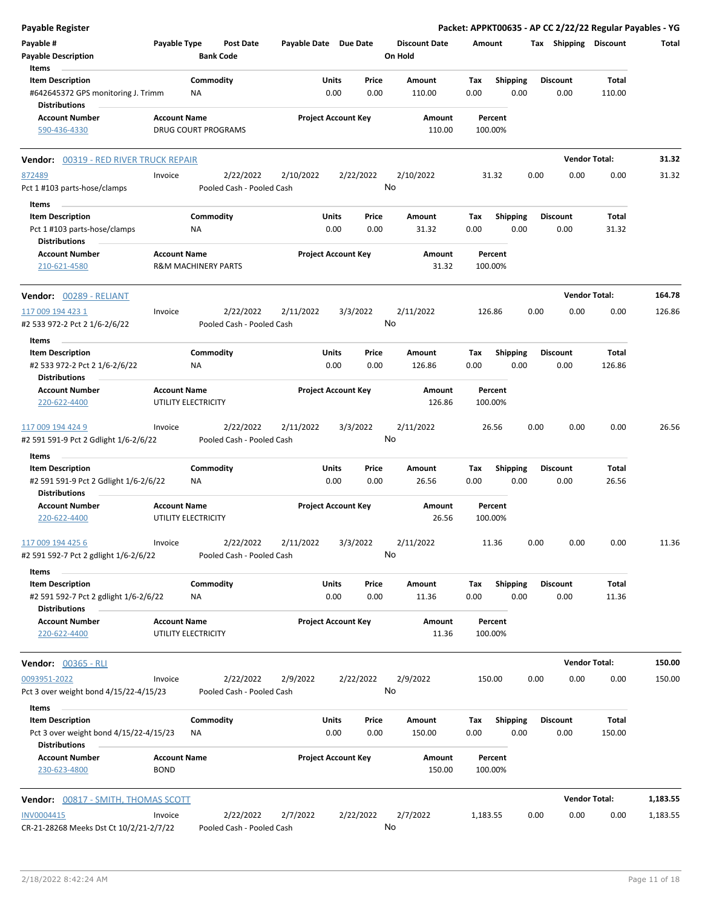**Payable Register** — **Packet: APPKT00635 - AP CC 2/22/22 Regular Payables - YG**

| Payable # | Payable Type | Post Date | Payable Date | Due Date | Discount Date | Amount | Tax | Shipping | Discount | Total |
|---|---|---|---|---|---|---|---|---|---|---|
| Payable Description | | Bank Code | | | On Hold | | | | | |

Items

| Item Description | Commodity | Units | Price | Amount | Tax | Shipping | Discount | Total |
|---|---|---|---|---|---|---|---|---|
| #642645372 GPS monitoring J. Trimm | NA | 0.00 | 0.00 | 110.00 | 0.00 | 0.00 | 0.00 | 110.00 |

Distributions

| Account Number | Account Name | Project Account Key | Amount | Percent |
|---|---|---|---|---|
| 590-436-4330 | DRUG COURT PROGRAMS | | 110.00 | 100.00% |

---

**Vendor:** 00319 - RED RIVER TRUCK REPAIR — **Vendor Total: 31.32**

| Payable # | Payable Type | Post Date | Payable Date | Due Date | Discount Date | Amount | Tax | Shipping | Discount | Total |
|---|---|---|---|---|---|---|---|---|---|---|
| 872489 | Invoice | 2/22/2022 | 2/10/2022 | 2/22/2022 | 2/10/2022 | 31.32 | 0.00 | 0.00 | 0.00 | 31.32 |
| Pct 1 #103 parts-hose/clamps | | Pooled Cash - Pooled Cash | | | No | | | | | |

Items

| Item Description | Commodity | Units | Price | Amount | Tax | Shipping | Discount | Total |
|---|---|---|---|---|---|---|---|---|
| Pct 1 #103 parts-hose/clamps | NA | 0.00 | 0.00 | 31.32 | 0.00 | 0.00 | 0.00 | 31.32 |

Distributions

| Account Number | Account Name | Project Account Key | Amount | Percent |
|---|---|---|---|---|
| 210-621-4580 | R&M MACHINERY PARTS | | 31.32 | 100.00% |

---

**Vendor:** 00289 - RELIANT — **Vendor Total: 164.78**

| Payable # | Payable Type | Post Date | Payable Date | Due Date | Discount Date | Amount | Tax | Shipping | Discount | Total |
|---|---|---|---|---|---|---|---|---|---|---|
| 117 009 194 423 1 | Invoice | 2/22/2022 | 2/11/2022 | 3/3/2022 | 2/11/2022 | 126.86 | 0.00 | 0.00 | 0.00 | 126.86 |
| #2 533 972-2 Pct 2 1/6-2/6/22 | | Pooled Cash - Pooled Cash | | | No | | | | | |

Items

| Item Description | Commodity | Units | Price | Amount | Tax | Shipping | Discount | Total |
|---|---|---|---|---|---|---|---|---|
| #2 533 972-2 Pct 2 1/6-2/6/22 | NA | 0.00 | 0.00 | 126.86 | 0.00 | 0.00 | 0.00 | 126.86 |

Distributions

| Account Number | Account Name | Project Account Key | Amount | Percent |
|---|---|---|---|---|
| 220-622-4400 | UTILITY ELECTRICITY | | 126.86 | 100.00% |

| Payable # | Payable Type | Post Date | Payable Date | Due Date | Discount Date | Amount | Tax | Shipping | Discount | Total |
|---|---|---|---|---|---|---|---|---|---|---|
| 117 009 194 424 9 | Invoice | 2/22/2022 | 2/11/2022 | 3/3/2022 | 2/11/2022 | 26.56 | 0.00 | 0.00 | 0.00 | 26.56 |
| #2 591 591-9 Pct 2 Gdlight 1/6-2/6/22 | | Pooled Cash - Pooled Cash | | | No | | | | | |

Items

| Item Description | Commodity | Units | Price | Amount | Tax | Shipping | Discount | Total |
|---|---|---|---|---|---|---|---|---|
| #2 591 591-9 Pct 2 Gdlight 1/6-2/6/22 | NA | 0.00 | 0.00 | 26.56 | 0.00 | 0.00 | 0.00 | 26.56 |

Distributions

| Account Number | Account Name | Project Account Key | Amount | Percent |
|---|---|---|---|---|
| 220-622-4400 | UTILITY ELECTRICITY | | 26.56 | 100.00% |

| Payable # | Payable Type | Post Date | Payable Date | Due Date | Discount Date | Amount | Tax | Shipping | Discount | Total |
|---|---|---|---|---|---|---|---|---|---|---|
| 117 009 194 425 6 | Invoice | 2/22/2022 | 2/11/2022 | 3/3/2022 | 2/11/2022 | 11.36 | 0.00 | 0.00 | 0.00 | 11.36 |
| #2 591 592-7 Pct 2 gdlight 1/6-2/6/22 | | Pooled Cash - Pooled Cash | | | No | | | | | |

Items

| Item Description | Commodity | Units | Price | Amount | Tax | Shipping | Discount | Total |
|---|---|---|---|---|---|---|---|---|
| #2 591 592-7 Pct 2 gdlight 1/6-2/6/22 | NA | 0.00 | 0.00 | 11.36 | 0.00 | 0.00 | 0.00 | 11.36 |

Distributions

| Account Number | Account Name | Project Account Key | Amount | Percent |
|---|---|---|---|---|
| 220-622-4400 | UTILITY ELECTRICITY | | 11.36 | 100.00% |

---

**Vendor:** 00365 - RLI — **Vendor Total: 150.00**

| Payable # | Payable Type | Post Date | Payable Date | Due Date | Discount Date | Amount | Tax | Shipping | Discount | Total |
|---|---|---|---|---|---|---|---|---|---|---|
| 0093951-2022 | Invoice | 2/22/2022 | 2/9/2022 | 2/22/2022 | 2/9/2022 | 150.00 | 0.00 | 0.00 | 0.00 | 150.00 |
| Pct 3 over weight bond 4/15/22-4/15/23 | | Pooled Cash - Pooled Cash | | | No | | | | | |

Items

| Item Description | Commodity | Units | Price | Amount | Tax | Shipping | Discount | Total |
|---|---|---|---|---|---|---|---|---|
| Pct 3 over weight bond 4/15/22-4/15/23 | NA | 0.00 | 0.00 | 150.00 | 0.00 | 0.00 | 0.00 | 150.00 |

Distributions

| Account Number | Account Name | Project Account Key | Amount | Percent |
|---|---|---|---|---|
| 230-623-4800 | BOND | | 150.00 | 100.00% |

---

**Vendor:** 00817 - SMITH, THOMAS SCOTT — **Vendor Total: 1,183.55**

| Payable # | Payable Type | Post Date | Payable Date | Due Date | Discount Date | Amount | Tax | Shipping | Discount | Total |
|---|---|---|---|---|---|---|---|---|---|---|
| INV0004415 | Invoice | 2/22/2022 | 2/7/2022 | 2/22/2022 | 2/7/2022 | 1,183.55 | 0.00 | 0.00 | 0.00 | 1,183.55 |
| CR-21-28268 Meeks Dst Ct 10/2/21-2/7/22 | | Pooled Cash - Pooled Cash | | | No | | | | | |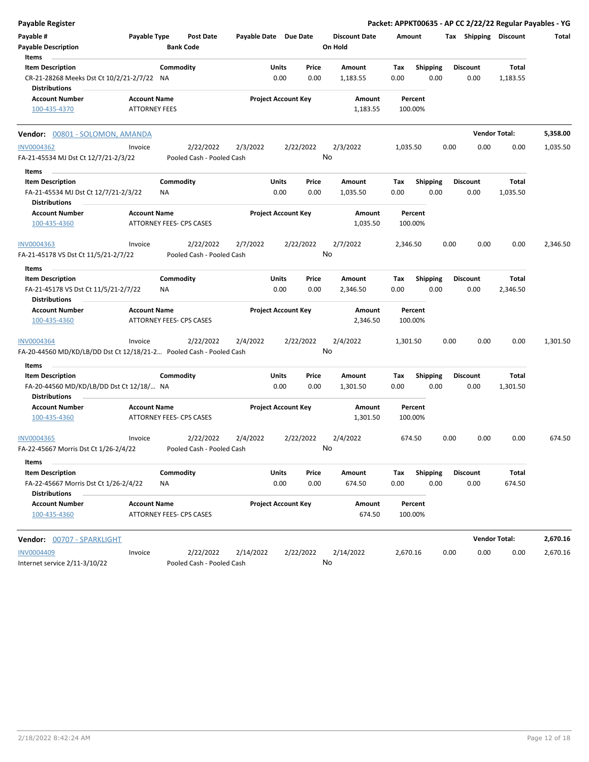**Payable Register** — **Packet: APPKT00635 - AP CC 2/22/22 Regular Payables - YG**

| Payable # | Payable Type | Post Date | Payable Date | Due Date | Discount Date | Amount | Tax | Shipping | Discount | Total |
|---|---|---|---|---|---|---|---|---|---|---|
| Payable Description | | Bank Code | | | On Hold | | | | | |

**Items**

| Item Description | Commodity | Units | Price | Amount | Tax | Shipping | Discount | Total |
|---|---|---|---|---|---|---|---|---|
| CR-21-28268 Meeks Dst Ct 10/2/21-2/7/22 | NA | 0.00 | 0.00 | 1,183.55 | 0.00 | 0.00 | 0.00 | 1,183.55 |

**Distributions**

| Account Number | Account Name | Project Account Key | Amount | Percent |
|---|---|---|---|---|
| 100-435-4370 | ATTORNEY FEES | | 1,183.55 | 100.00% |

**Vendor: 00801 - SOLOMON, AMANDA** — **Vendor Total: 5,358.00**

| Payable # | Payable Type | Post Date | Payable Date | Due Date | Discount Date | Amount | Tax | Shipping | Discount | Total |
|---|---|---|---|---|---|---|---|---|---|---|
| INV0004362 | Invoice | 2/22/2022 | 2/3/2022 | 2/22/2022 | 2/3/2022 | 1,035.50 | 0.00 | 0.00 | 0.00 | 1,035.50 |
| FA-21-45534 MJ Dst Ct 12/7/21-2/3/22 | | Pooled Cash - Pooled Cash | | | No | | | | | |

**Items**

| Item Description | Commodity | Units | Price | Amount | Tax | Shipping | Discount | Total |
|---|---|---|---|---|---|---|---|---|
| FA-21-45534 MJ Dst Ct 12/7/21-2/3/22 | NA | 0.00 | 0.00 | 1,035.50 | 0.00 | 0.00 | 0.00 | 1,035.50 |

**Distributions**

| Account Number | Account Name | Project Account Key | Amount | Percent |
|---|---|---|---|---|
| 100-435-4360 | ATTORNEY FEES- CPS CASES | | 1,035.50 | 100.00% |

| Payable # | Payable Type | Post Date | Payable Date | Due Date | Discount Date | Amount | Tax | Shipping | Discount | Total |
|---|---|---|---|---|---|---|---|---|---|---|
| INV0004363 | Invoice | 2/22/2022 | 2/7/2022 | 2/22/2022 | 2/7/2022 | 2,346.50 | 0.00 | 0.00 | 0.00 | 2,346.50 |
| FA-21-45178 VS Dst Ct 11/5/21-2/7/22 | | Pooled Cash - Pooled Cash | | | No | | | | | |

**Items**

| Item Description | Commodity | Units | Price | Amount | Tax | Shipping | Discount | Total |
|---|---|---|---|---|---|---|---|---|
| FA-21-45178 VS Dst Ct 11/5/21-2/7/22 | NA | 0.00 | 0.00 | 2,346.50 | 0.00 | 0.00 | 0.00 | 2,346.50 |

**Distributions**

| Account Number | Account Name | Project Account Key | Amount | Percent |
|---|---|---|---|---|
| 100-435-4360 | ATTORNEY FEES- CPS CASES | | 2,346.50 | 100.00% |

| Payable # | Payable Type | Post Date | Payable Date | Due Date | Discount Date | Amount | Tax | Shipping | Discount | Total |
|---|---|---|---|---|---|---|---|---|---|---|
| INV0004364 | Invoice | 2/22/2022 | 2/4/2022 | 2/22/2022 | 2/4/2022 | 1,301.50 | 0.00 | 0.00 | 0.00 | 1,301.50 |
| FA-20-44560 MD/KD/LB/DD Dst Ct 12/18/21-2... | | Pooled Cash - Pooled Cash | | | No | | | | | |

**Items**

| Item Description | Commodity | Units | Price | Amount | Tax | Shipping | Discount | Total |
|---|---|---|---|---|---|---|---|---|
| FA-20-44560 MD/KD/LB/DD Dst Ct 12/18/... | NA | 0.00 | 0.00 | 1,301.50 | 0.00 | 0.00 | 0.00 | 1,301.50 |

**Distributions**

| Account Number | Account Name | Project Account Key | Amount | Percent |
|---|---|---|---|---|
| 100-435-4360 | ATTORNEY FEES- CPS CASES | | 1,301.50 | 100.00% |

| Payable # | Payable Type | Post Date | Payable Date | Due Date | Discount Date | Amount | Tax | Shipping | Discount | Total |
|---|---|---|---|---|---|---|---|---|---|---|
| INV0004365 | Invoice | 2/22/2022 | 2/4/2022 | 2/22/2022 | 2/4/2022 | 674.50 | 0.00 | 0.00 | 0.00 | 674.50 |
| FA-22-45667 Morris Dst Ct 1/26-2/4/22 | | Pooled Cash - Pooled Cash | | | No | | | | | |

**Items**

| Item Description | Commodity | Units | Price | Amount | Tax | Shipping | Discount | Total |
|---|---|---|---|---|---|---|---|---|
| FA-22-45667 Morris Dst Ct 1/26-2/4/22 | NA | 0.00 | 0.00 | 674.50 | 0.00 | 0.00 | 0.00 | 674.50 |

**Distributions**

| Account Number | Account Name | Project Account Key | Amount | Percent |
|---|---|---|---|---|
| 100-435-4360 | ATTORNEY FEES- CPS CASES | | 674.50 | 100.00% |

**Vendor: 00707 - SPARKLIGHT** — **Vendor Total: 2,670.16**

| Payable # | Payable Type | Post Date | Payable Date | Due Date | Discount Date | Amount | Tax | Shipping | Discount | Total |
|---|---|---|---|---|---|---|---|---|---|---|
| INV0004409 | Invoice | 2/22/2022 | 2/14/2022 | 2/22/2022 | 2/14/2022 | 2,670.16 | 0.00 | 0.00 | 0.00 | 2,670.16 |
| Internet service 2/11-3/10/22 | | Pooled Cash - Pooled Cash | | | No | | | | | |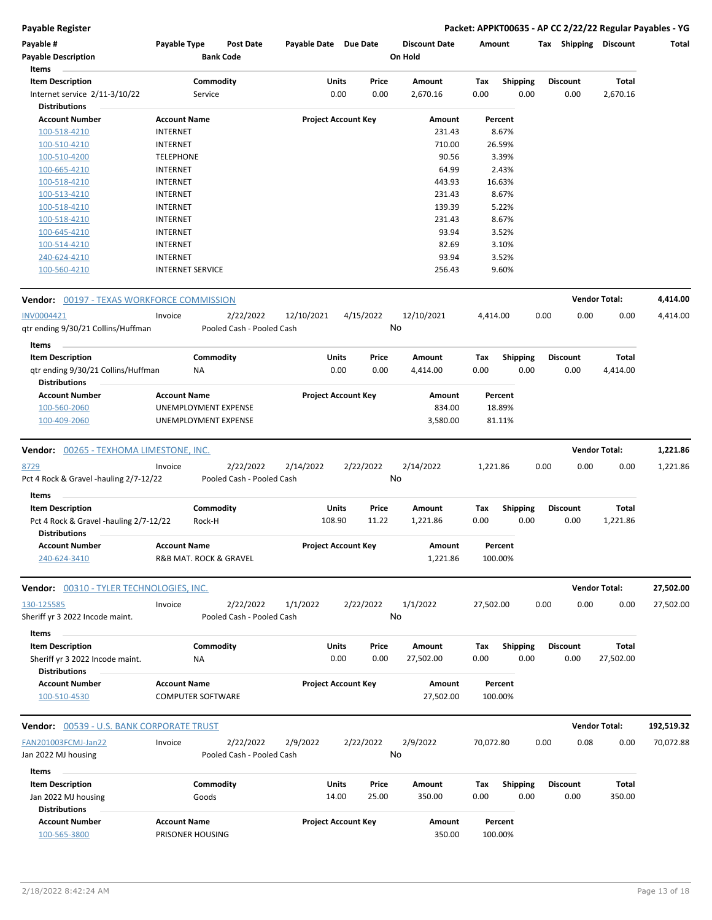**Payable Register** — Packet: APPKT00635 - AP CC 2/22/22 Regular Payables - YG

| Payable # | Payable Type | Post Date | Payable Date | Due Date | Discount Date | Amount | Tax | Shipping | Discount | Total |
|---|---|---|---|---|---|---|---|---|---|---|
| Payable Description | | Bank Code | | | On Hold | | | | | |

**Items**

| Item Description | Commodity | Units | Price | Amount | Tax | Shipping | Discount | Total |
|---|---|---|---|---|---|---|---|---|
| Internet service 2/11-3/10/22 | Service | 0.00 | 0.00 | 2,670.16 | 0.00 | 0.00 | 0.00 | 2,670.16 |

**Distributions**

| Account Number | Account Name | Project Account Key | Amount | Percent |
|---|---|---|---|---|
| 100-518-4210 | INTERNET | | 231.43 | 8.67% |
| 100-510-4210 | INTERNET | | 710.00 | 26.59% |
| 100-510-4200 | TELEPHONE | | 90.56 | 3.39% |
| 100-665-4210 | INTERNET | | 64.99 | 2.43% |
| 100-518-4210 | INTERNET | | 443.93 | 16.63% |
| 100-513-4210 | INTERNET | | 231.43 | 8.67% |
| 100-518-4210 | INTERNET | | 139.39 | 5.22% |
| 100-518-4210 | INTERNET | | 231.43 | 8.67% |
| 100-645-4210 | INTERNET | | 93.94 | 3.52% |
| 100-514-4210 | INTERNET | | 82.69 | 3.10% |
| 240-624-4210 | INTERNET | | 93.94 | 3.52% |
| 100-560-4210 | INTERNET SERVICE | | 256.43 | 9.60% |

---

**Vendor: 00197 - TEXAS WORKFORCE COMMISSION** — Vendor Total: 4,414.00

| Payable # | Payable Type | Post Date | Payable Date | Due Date | Discount Date | Amount | Tax | Shipping | Discount | Total |
|---|---|---|---|---|---|---|---|---|---|---|
| INV0004421 | Invoice | 2/22/2022 | 12/10/2021 | 4/15/2022 | 12/10/2021 | 4,414.00 | 0.00 | 0.00 | 0.00 | 4,414.00 |
| qtr ending 9/30/21 Collins/Huffman | | Pooled Cash - Pooled Cash | | | No | | | | | |

**Items**

| Item Description | Commodity | Units | Price | Amount | Tax | Shipping | Discount | Total |
|---|---|---|---|---|---|---|---|---|
| qtr ending 9/30/21 Collins/Huffman | NA | 0.00 | 0.00 | 4,414.00 | 0.00 | 0.00 | 0.00 | 4,414.00 |

**Distributions**

| Account Number | Account Name | Project Account Key | Amount | Percent |
|---|---|---|---|---|
| 100-560-2060 | UNEMPLOYMENT EXPENSE | | 834.00 | 18.89% |
| 100-409-2060 | UNEMPLOYMENT EXPENSE | | 3,580.00 | 81.11% |

---

**Vendor: 00265 - TEXHOMA LIMESTONE, INC.** — Vendor Total: 1,221.86

| Payable # | Payable Type | Post Date | Payable Date | Due Date | Discount Date | Amount | Tax | Shipping | Discount | Total |
|---|---|---|---|---|---|---|---|---|---|---|
| 8729 | Invoice | 2/22/2022 | 2/14/2022 | 2/22/2022 | 2/14/2022 | 1,221.86 | 0.00 | 0.00 | 0.00 | 1,221.86 |
| Pct 4 Rock & Gravel -hauling 2/7-12/22 | | Pooled Cash - Pooled Cash | | | No | | | | | |

**Items**

| Item Description | Commodity | Units | Price | Amount | Tax | Shipping | Discount | Total |
|---|---|---|---|---|---|---|---|---|
| Pct 4 Rock & Gravel -hauling 2/7-12/22 | Rock-H | 108.90 | 11.22 | 1,221.86 | 0.00 | 0.00 | 0.00 | 1,221.86 |

**Distributions**

| Account Number | Account Name | Project Account Key | Amount | Percent |
|---|---|---|---|---|
| 240-624-3410 | R&B MAT. ROCK & GRAVEL | | 1,221.86 | 100.00% |

---

**Vendor: 00310 - TYLER TECHNOLOGIES, INC.** — Vendor Total: 27,502.00

| Payable # | Payable Type | Post Date | Payable Date | Due Date | Discount Date | Amount | Tax | Shipping | Discount | Total |
|---|---|---|---|---|---|---|---|---|---|---|
| 130-125585 | Invoice | 2/22/2022 | 1/1/2022 | 2/22/2022 | 1/1/2022 | 27,502.00 | 0.00 | 0.00 | 0.00 | 27,502.00 |
| Sheriff yr 3 2022 Incode maint. | | Pooled Cash - Pooled Cash | | | No | | | | | |

**Items**

| Item Description | Commodity | Units | Price | Amount | Tax | Shipping | Discount | Total |
|---|---|---|---|---|---|---|---|---|
| Sheriff yr 3 2022 Incode maint. | NA | 0.00 | 0.00 | 27,502.00 | 0.00 | 0.00 | 0.00 | 27,502.00 |

**Distributions**

| Account Number | Account Name | Project Account Key | Amount | Percent |
|---|---|---|---|---|
| 100-510-4530 | COMPUTER SOFTWARE | | 27,502.00 | 100.00% |

---

**Vendor: 00539 - U.S. BANK CORPORATE TRUST** — Vendor Total: 192,519.32

| Payable # | Payable Type | Post Date | Payable Date | Due Date | Discount Date | Amount | Tax | Shipping | Discount | Total |
|---|---|---|---|---|---|---|---|---|---|---|
| FAN201003FCMJ-Jan22 | Invoice | 2/22/2022 | 2/9/2022 | 2/22/2022 | 2/9/2022 | 70,072.80 | 0.00 | 0.08 | 0.00 | 70,072.88 |
| Jan 2022 MJ housing | | Pooled Cash - Pooled Cash | | | No | | | | | |

**Items**

| Item Description | Commodity | Units | Price | Amount | Tax | Shipping | Discount | Total |
|---|---|---|---|---|---|---|---|---|
| Jan 2022 MJ housing | Goods | 14.00 | 25.00 | 350.00 | 0.00 | 0.00 | 0.00 | 350.00 |

**Distributions**

| Account Number | Account Name | Project Account Key | Amount | Percent |
|---|---|---|---|---|
| 100-565-3800 | PRISONER HOUSING | | 350.00 | 100.00% |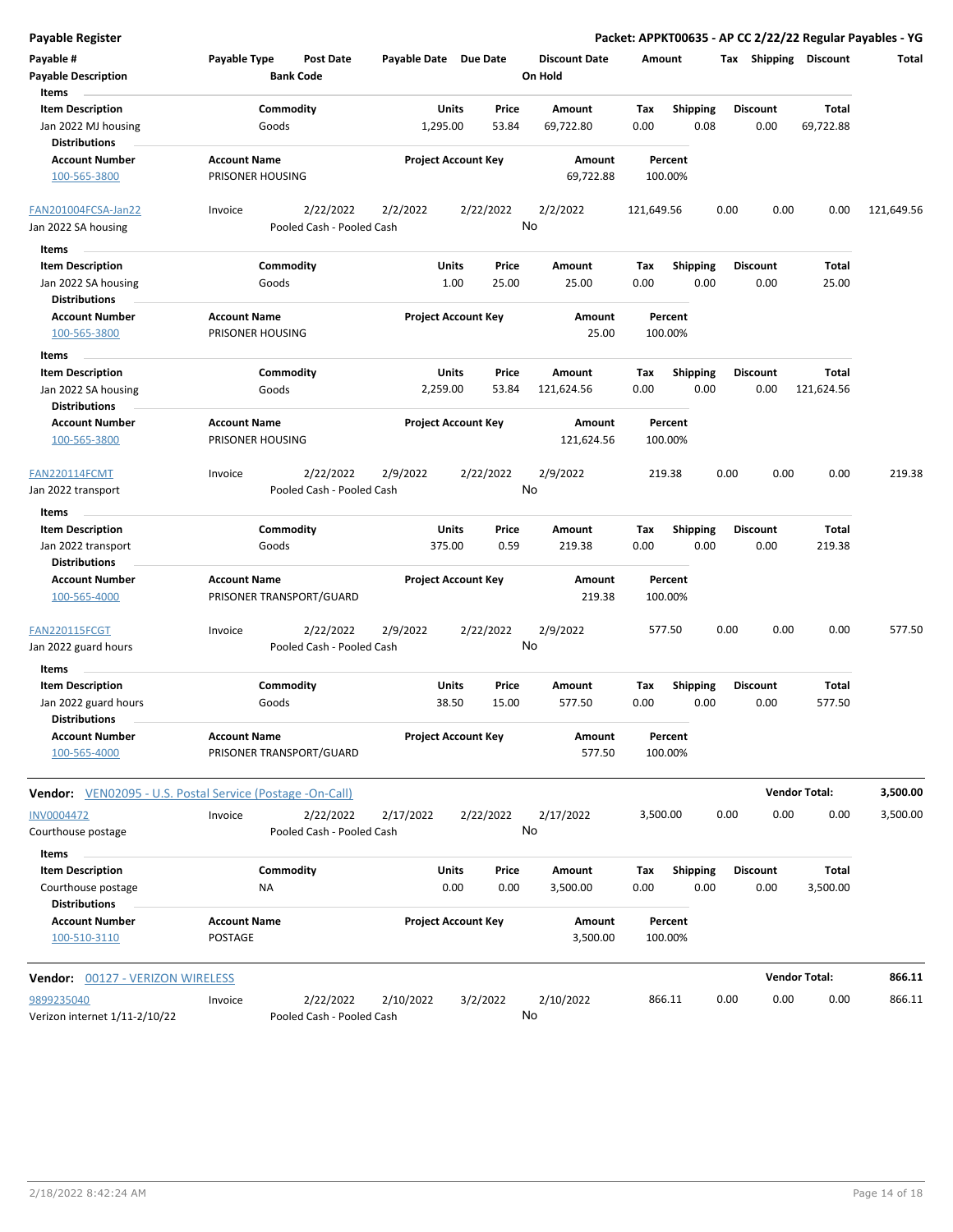**Payable Register**

**Packet: APPKT00635 - AP CC 2/22/22 Regular Payables - YG**

| Payable # | Payable Type | Post Date | Payable Date | Due Date | Discount Date | Amount | Tax | Shipping | Discount | Total |
|---|---|---|---|---|---|---|---|---|---|---|
| **Payable Description** | | **Bank Code** | | | **On Hold** | | | | | |

**Items**

| Item Description | Commodity | Units | Price | Amount | Tax | Shipping | Discount | Total |
|---|---|---|---|---|---|---|---|---|
| Jan 2022 MJ housing | Goods | 1,295.00 | 53.84 | 69,722.80 | 0.00 | 0.08 | 0.00 | 69,722.88 |

**Distributions**

| Account Number | Account Name | Project Account Key | Amount | Percent |
|---|---|---|---|---|
| 100-565-3800 | PRISONER HOUSING | | 69,722.88 | 100.00% |

| Payable # | Payable Type | Post Date | Payable Date | Due Date | Discount Date | Amount | Tax | Shipping | Discount | Total |
|---|---|---|---|---|---|---|---|---|---|---|
| FAN201004FCSA-Jan22 | Invoice | 2/22/2022 | 2/2/2022 | 2/22/2022 | 2/2/2022 | 121,649.56 | 0.00 | 0.00 | 0.00 | 121,649.56 |
| Jan 2022 SA housing | | Pooled Cash - Pooled Cash | | | No | | | | | |

**Items**

| Item Description | Commodity | Units | Price | Amount | Tax | Shipping | Discount | Total |
|---|---|---|---|---|---|---|---|---|
| Jan 2022 SA housing | Goods | 1.00 | 25.00 | 25.00 | 0.00 | 0.00 | 0.00 | 25.00 |

**Distributions**

| Account Number | Account Name | Project Account Key | Amount | Percent |
|---|---|---|---|---|
| 100-565-3800 | PRISONER HOUSING | | 25.00 | 100.00% |

**Items**

| Item Description | Commodity | Units | Price | Amount | Tax | Shipping | Discount | Total |
|---|---|---|---|---|---|---|---|---|
| Jan 2022 SA housing | Goods | 2,259.00 | 53.84 | 121,624.56 | 0.00 | 0.00 | 0.00 | 121,624.56 |

**Distributions**

| Account Number | Account Name | Project Account Key | Amount | Percent |
|---|---|---|---|---|
| 100-565-3800 | PRISONER HOUSING | | 121,624.56 | 100.00% |

| Payable # | Payable Type | Post Date | Payable Date | Due Date | Discount Date | Amount | Tax | Shipping | Discount | Total |
|---|---|---|---|---|---|---|---|---|---|---|
| FAN220114FCMT | Invoice | 2/22/2022 | 2/9/2022 | 2/22/2022 | 2/9/2022 | 219.38 | 0.00 | 0.00 | 0.00 | 219.38 |
| Jan 2022 transport | | Pooled Cash - Pooled Cash | | | No | | | | | |

**Items**

| Item Description | Commodity | Units | Price | Amount | Tax | Shipping | Discount | Total |
|---|---|---|---|---|---|---|---|---|
| Jan 2022 transport | Goods | 375.00 | 0.59 | 219.38 | 0.00 | 0.00 | 0.00 | 219.38 |

**Distributions**

| Account Number | Account Name | Project Account Key | Amount | Percent |
|---|---|---|---|---|
| 100-565-4000 | PRISONER TRANSPORT/GUARD | | 219.38 | 100.00% |

| Payable # | Payable Type | Post Date | Payable Date | Due Date | Discount Date | Amount | Tax | Shipping | Discount | Total |
|---|---|---|---|---|---|---|---|---|---|---|
| FAN220115FCGT | Invoice | 2/22/2022 | 2/9/2022 | 2/22/2022 | 2/9/2022 | 577.50 | 0.00 | 0.00 | 0.00 | 577.50 |
| Jan 2022 guard hours | | Pooled Cash - Pooled Cash | | | No | | | | | |

**Items**

| Item Description | Commodity | Units | Price | Amount | Tax | Shipping | Discount | Total |
|---|---|---|---|---|---|---|---|---|
| Jan 2022 guard hours | Goods | 38.50 | 15.00 | 577.50 | 0.00 | 0.00 | 0.00 | 577.50 |

**Distributions**

| Account Number | Account Name | Project Account Key | Amount | Percent |
|---|---|---|---|---|
| 100-565-4000 | PRISONER TRANSPORT/GUARD | | 577.50 | 100.00% |

**Vendor:** VEN02095 - U.S. Postal Service (Postage -On-Call) — **Vendor Total: 3,500.00**

| Payable # | Payable Type | Post Date | Payable Date | Due Date | Discount Date | Amount | Tax | Shipping | Discount | Total |
|---|---|---|---|---|---|---|---|---|---|---|
| INV0004472 | Invoice | 2/22/2022 | 2/17/2022 | 2/22/2022 | 2/17/2022 | 3,500.00 | 0.00 | 0.00 | 0.00 | 3,500.00 |
| Courthouse postage | | Pooled Cash - Pooled Cash | | | No | | | | | |

**Items**

| Item Description | Commodity | Units | Price | Amount | Tax | Shipping | Discount | Total |
|---|---|---|---|---|---|---|---|---|
| Courthouse postage | NA | 0.00 | 0.00 | 3,500.00 | 0.00 | 0.00 | 0.00 | 3,500.00 |

**Distributions**

| Account Number | Account Name | Project Account Key | Amount | Percent |
|---|---|---|---|---|
| 100-510-3110 | POSTAGE | | 3,500.00 | 100.00% |

**Vendor:** 00127 - VERIZON WIRELESS — **Vendor Total: 866.11**

| Payable # | Payable Type | Post Date | Payable Date | Due Date | Discount Date | Amount | Tax | Shipping | Discount | Total |
|---|---|---|---|---|---|---|---|---|---|---|
| 9899235040 | Invoice | 2/22/2022 | 2/10/2022 | 3/2/2022 | 2/10/2022 | 866.11 | 0.00 | 0.00 | 0.00 | 866.11 |
| Verizon internet 1/11-2/10/22 | | Pooled Cash - Pooled Cash | | | No | | | | | |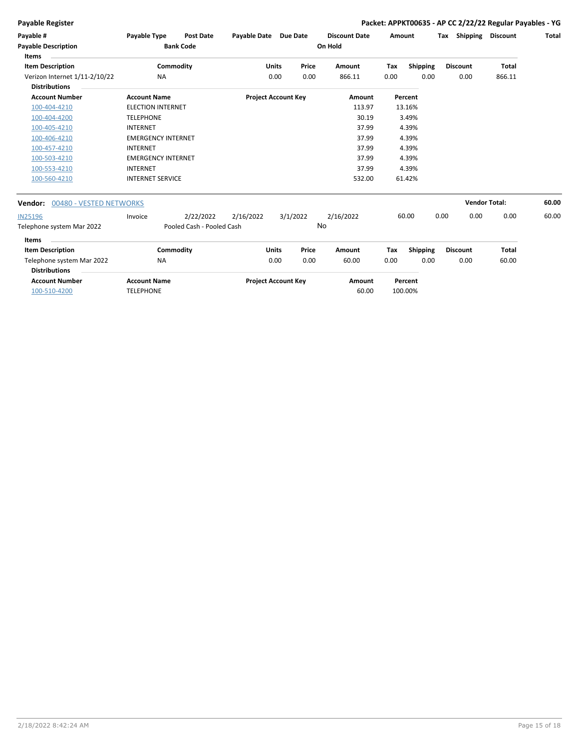| Payable # | Payable Type | Post Date | Payable Date | Due Date | Discount Date | Amount | Tax | Shipping | Discount | Total |
|---|---|---|---|---|---|---|---|---|---|---|
| Payable Description | | Bank Code | | | On Hold | | | | | |

Items

| Item Description | Commodity | Units | Price | Amount | Tax | Shipping | Discount | Total |
|---|---|---|---|---|---|---|---|---|
| Verizon Internet 1/11-2/10/22 | NA | 0.00 | 0.00 | 866.11 | 0.00 | 0.00 | 0.00 | 866.11 |

Distributions

| Account Number | Account Name | Project Account Key | Amount | Percent |
|---|---|---|---|---|
| 100-404-4210 | ELECTION INTERNET | | 113.97 | 13.16% |
| 100-404-4200 | TELEPHONE | | 30.19 | 3.49% |
| 100-405-4210 | INTERNET | | 37.99 | 4.39% |
| 100-406-4210 | EMERGENCY INTERNET | | 37.99 | 4.39% |
| 100-457-4210 | INTERNET | | 37.99 | 4.39% |
| 100-503-4210 | EMERGENCY INTERNET | | 37.99 | 4.39% |
| 100-553-4210 | INTERNET | | 37.99 | 4.39% |
| 100-560-4210 | INTERNET SERVICE | | 532.00 | 61.42% |

**Vendor:** 00480 - VESTED NETWORKS **Vendor Total:** **60.00**

| Payable # | Payable Type | Post Date | Payable Date | Due Date | Discount Date | Amount | Tax | Shipping | Discount | Total |
|---|---|---|---|---|---|---|---|---|---|---|
| IN25196 | Invoice | 2/22/2022 | 2/16/2022 | 3/1/2022 | 2/16/2022 | 60.00 | 0.00 | 0.00 | 0.00 | 60.00 |
| Telephone system Mar 2022 | | Pooled Cash - Pooled Cash | | | No | | | | | |

Items

| Item Description | Commodity | Units | Price | Amount | Tax | Shipping | Discount | Total |
|---|---|---|---|---|---|---|---|---|
| Telephone system Mar 2022 | NA | 0.00 | 0.00 | 60.00 | 0.00 | 0.00 | 0.00 | 60.00 |

Distributions

| Account Number | Account Name | Project Account Key | Amount | Percent |
|---|---|---|---|---|
| 100-510-4200 | TELEPHONE | | 60.00 | 100.00% |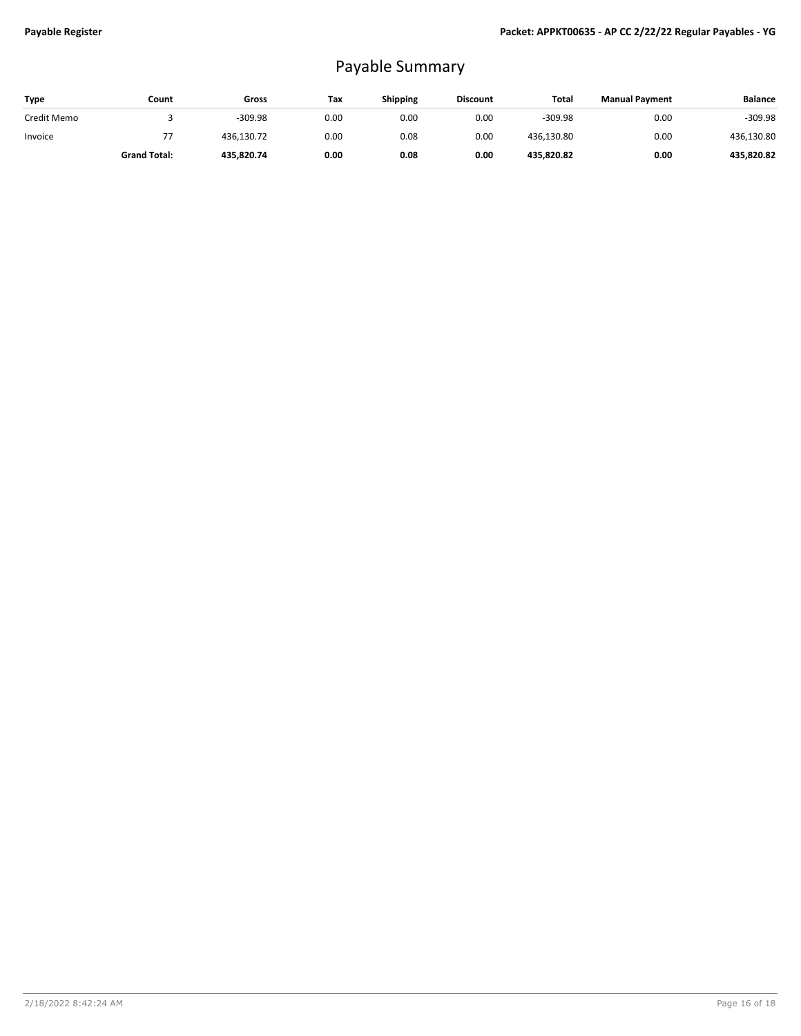# Payable Summary

| Type | Count | Gross | Tax | Shipping | Discount | Total | Manual Payment | Balance |
|---|---|---|---|---|---|---|---|---|
| Credit Memo | 3 | -309.98 | 0.00 | 0.00 | 0.00 | -309.98 | 0.00 | -309.98 |
| Invoice | 77 | 436,130.72 | 0.00 | 0.08 | 0.00 | 436,130.80 | 0.00 | 436,130.80 |
| | **Grand Total:** | **435,820.74** | **0.00** | **0.08** | **0.00** | **435,820.82** | **0.00** | **435,820.82** |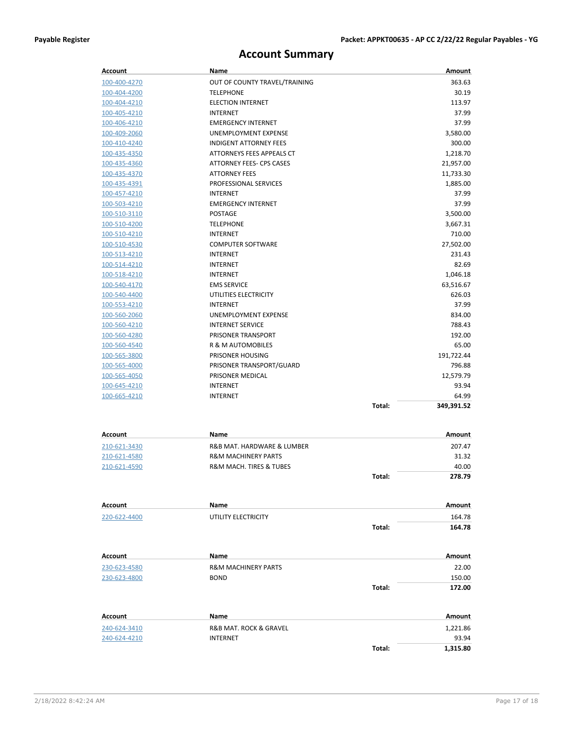# Account Summary

| Account | Name | | Amount |
|---|---|---|---|
| 100-400-4270 | OUT OF COUNTY TRAVEL/TRAINING | | 363.63 |
| 100-404-4200 | TELEPHONE | | 30.19 |
| 100-404-4210 | ELECTION INTERNET | | 113.97 |
| 100-405-4210 | INTERNET | | 37.99 |
| 100-406-4210 | EMERGENCY INTERNET | | 37.99 |
| 100-409-2060 | UNEMPLOYMENT EXPENSE | | 3,580.00 |
| 100-410-4240 | INDIGENT ATTORNEY FEES | | 300.00 |
| 100-435-4350 | ATTORNEYS FEES APPEALS CT | | 1,218.70 |
| 100-435-4360 | ATTORNEY FEES- CPS CASES | | 21,957.00 |
| 100-435-4370 | ATTORNEY FEES | | 11,733.30 |
| 100-435-4391 | PROFESSIONAL SERVICES | | 1,885.00 |
| 100-457-4210 | INTERNET | | 37.99 |
| 100-503-4210 | EMERGENCY INTERNET | | 37.99 |
| 100-510-3110 | POSTAGE | | 3,500.00 |
| 100-510-4200 | TELEPHONE | | 3,667.31 |
| 100-510-4210 | INTERNET | | 710.00 |
| 100-510-4530 | COMPUTER SOFTWARE | | 27,502.00 |
| 100-513-4210 | INTERNET | | 231.43 |
| 100-514-4210 | INTERNET | | 82.69 |
| 100-518-4210 | INTERNET | | 1,046.18 |
| 100-540-4170 | EMS SERVICE | | 63,516.67 |
| 100-540-4400 | UTILITIES ELECTRICITY | | 626.03 |
| 100-553-4210 | INTERNET | | 37.99 |
| 100-560-2060 | UNEMPLOYMENT EXPENSE | | 834.00 |
| 100-560-4210 | INTERNET SERVICE | | 788.43 |
| 100-560-4280 | PRISONER TRANSPORT | | 192.00 |
| 100-560-4540 | R & M AUTOMOBILES | | 65.00 |
| 100-565-3800 | PRISONER HOUSING | | 191,722.44 |
| 100-565-4000 | PRISONER TRANSPORT/GUARD | | 796.88 |
| 100-565-4050 | PRISONER MEDICAL | | 12,579.79 |
| 100-645-4210 | INTERNET | | 93.94 |
| 100-665-4210 | INTERNET | | 64.99 |
| | | **Total:** | **349,391.52** |

| Account | Name | | Amount |
|---|---|---|---|
| 210-621-3430 | R&B MAT. HARDWARE & LUMBER | | 207.47 |
| 210-621-4580 | R&M MACHINERY PARTS | | 31.32 |
| 210-621-4590 | R&M MACH. TIRES & TUBES | | 40.00 |
| | | **Total:** | **278.79** |

| Account | Name | | Amount |
|---|---|---|---|
| 220-622-4400 | UTILITY ELECTRICITY | | 164.78 |
| | | **Total:** | **164.78** |

| Account | Name | | Amount |
|---|---|---|---|
| 230-623-4580 | R&M MACHINERY PARTS | | 22.00 |
| 230-623-4800 | BOND | | 150.00 |
| | | **Total:** | **172.00** |

| Account | Name | | Amount |
|---|---|---|---|
| 240-624-3410 | R&B MAT. ROCK & GRAVEL | | 1,221.86 |
| 240-624-4210 | INTERNET | | 93.94 |
| | | **Total:** | **1,315.80** |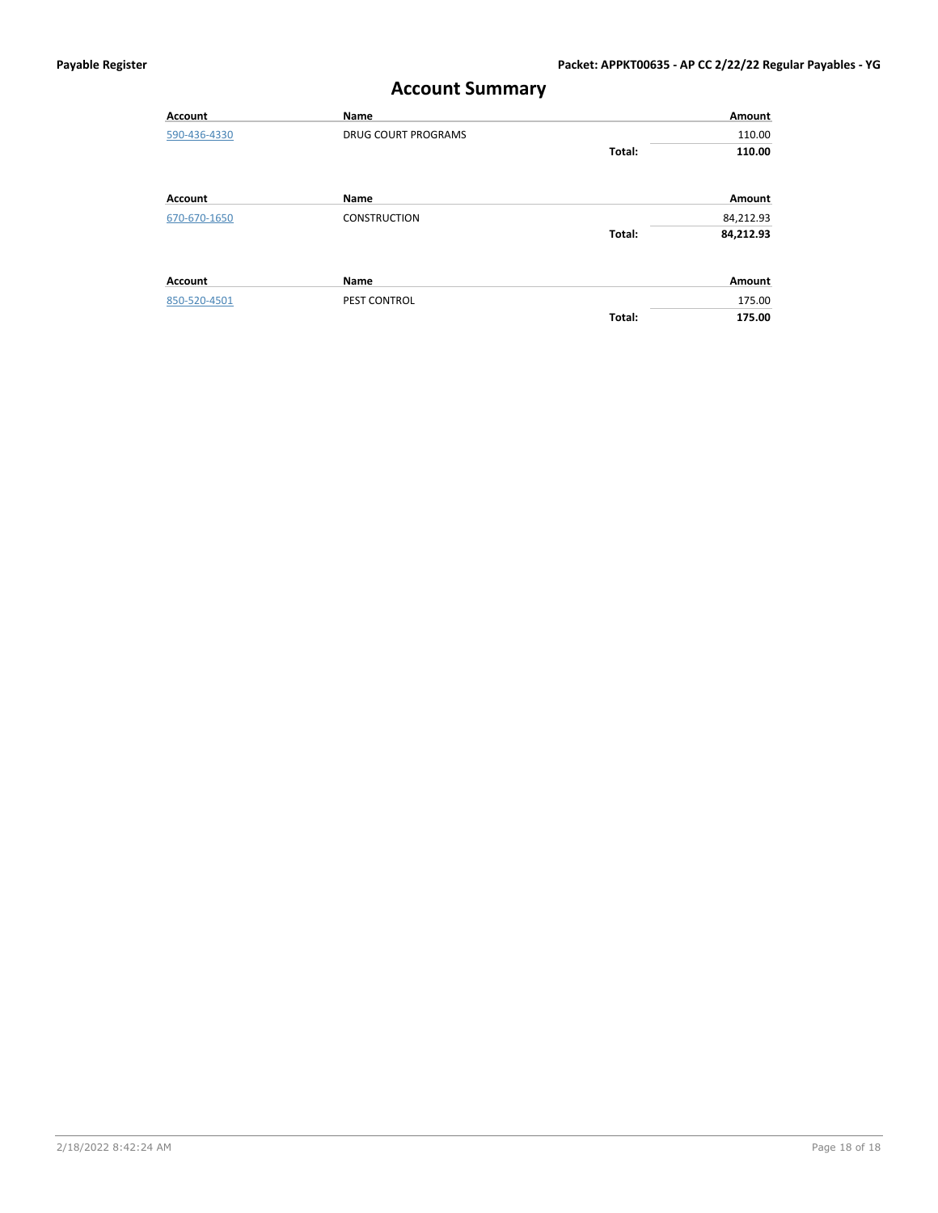# Account Summary

| Account | Name | | Amount |
|---|---|---|---|
| 590-436-4330 | DRUG COURT PROGRAMS | | 110.00 |
| | | **Total:** | **110.00** |

| Account | Name | | Amount |
|---|---|---|---|
| 670-670-1650 | CONSTRUCTION | | 84,212.93 |
| | | **Total:** | **84,212.93** |

| Account | Name | | Amount |
|---|---|---|---|
| 850-520-4501 | PEST CONTROL | | 175.00 |
| | | **Total:** | **175.00** |